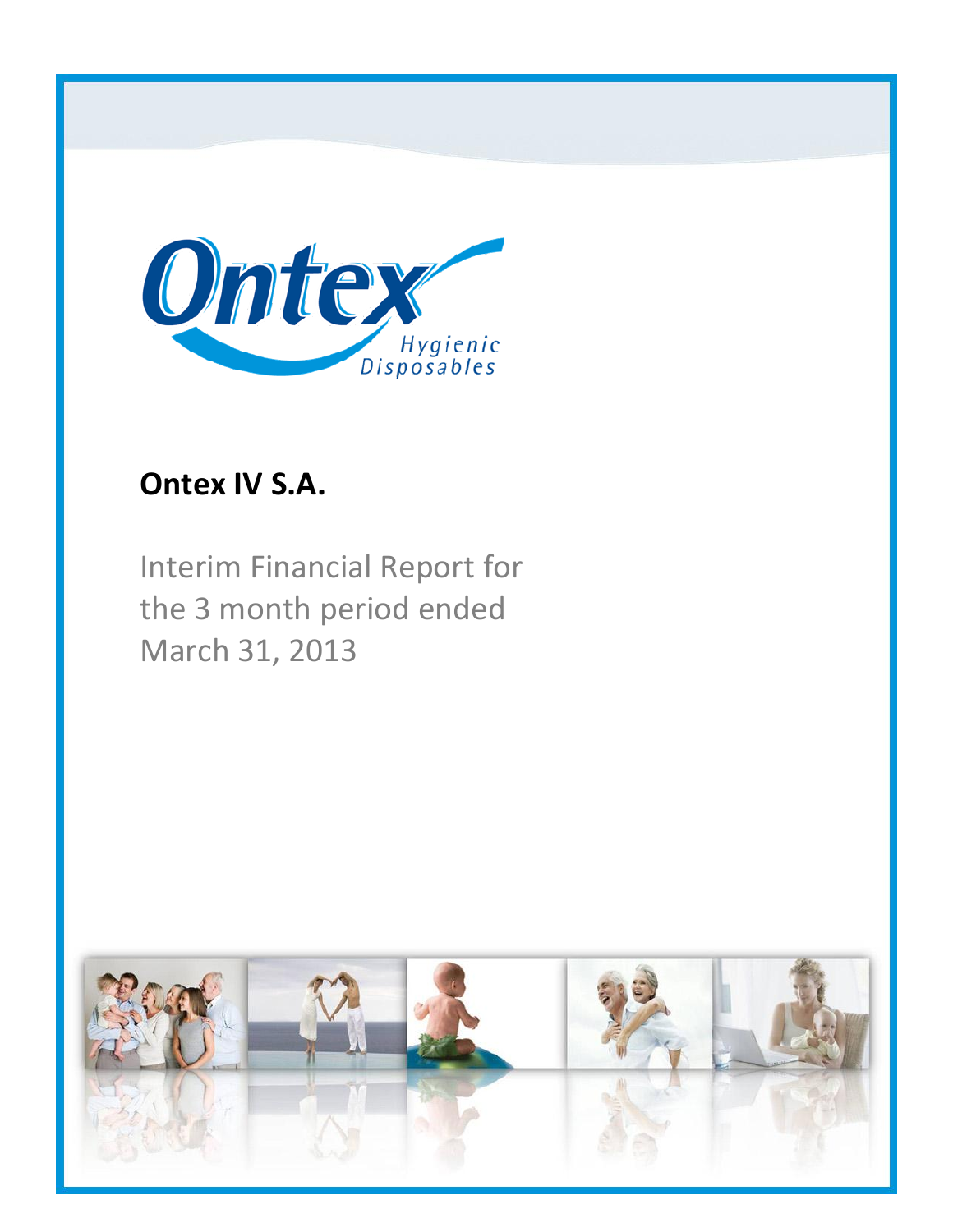Ontex

Hygienic Disposables

# Ontex IV S.A.

Interim Financial Report for the 3 month period ended March 31, 2013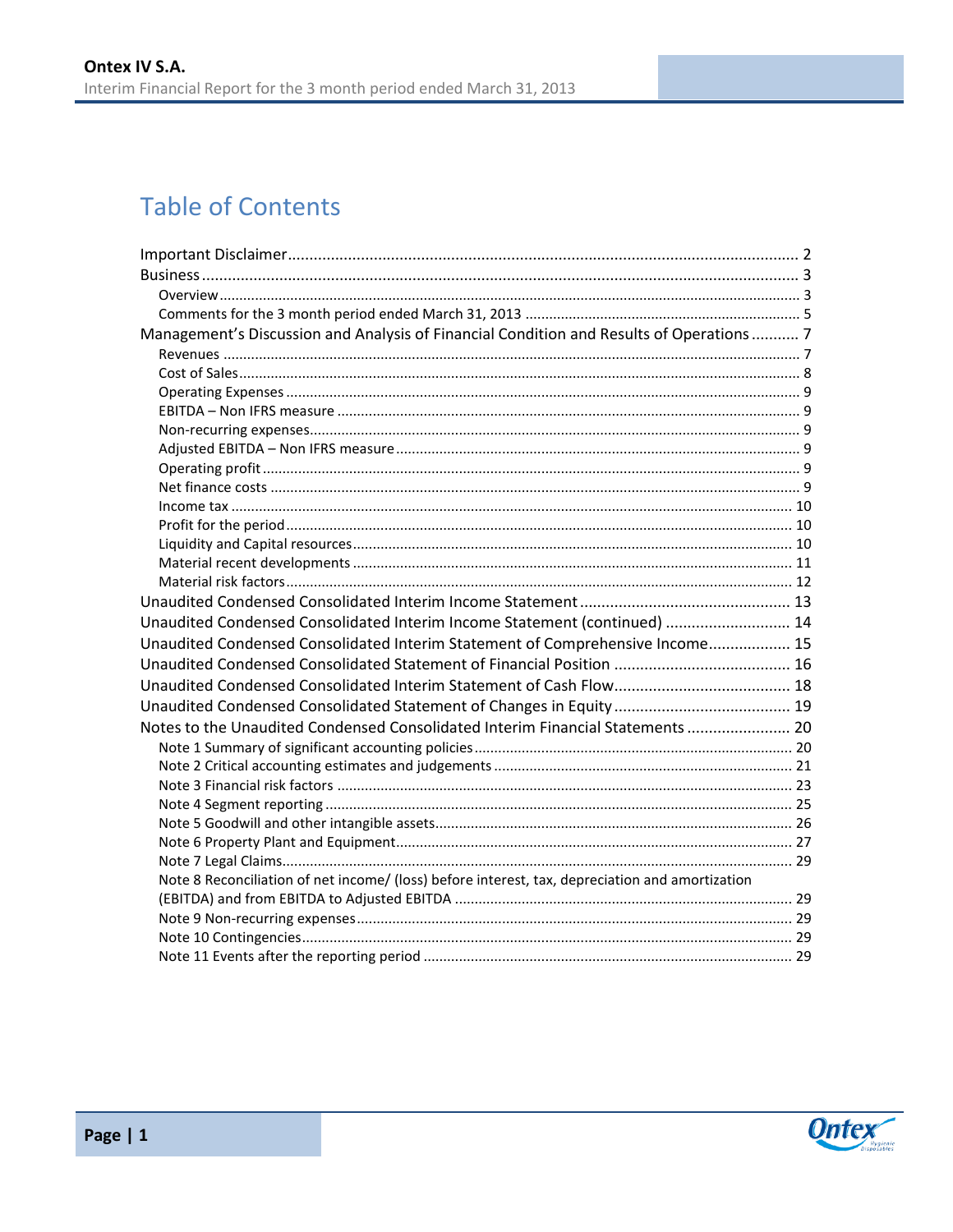# Table of Contents

Important Disclaimer ........ 2

Business ........ 3

- Overview ........ 3
- Comments for the 3 month period ended March 31, 2013 ........ 5

Management's Discussion and Analysis of Financial Condition and Results of Operations ........ 7

- Revenues ........ 7
- Cost of Sales ........ 8
- Operating Expenses ........ 9
- EBITDA – Non IFRS measure ........ 9
- Non-recurring expenses ........ 9
- Adjusted EBITDA – Non IFRS measure ........ 9
- Operating profit ........ 9
- Net finance costs ........ 9
- Income tax ........ 10
- Profit for the period ........ 10
- Liquidity and Capital resources ........ 10
- Material recent developments ........ 11
- Material risk factors ........ 12

Unaudited Condensed Consolidated Interim Income Statement ........ 13

Unaudited Condensed Consolidated Interim Income Statement (continued) ........ 14

Unaudited Condensed Consolidated Interim Statement of Comprehensive Income ........ 15

Unaudited Condensed Consolidated Statement of Financial Position ........ 16

Unaudited Condensed Consolidated Interim Statement of Cash Flow ........ 18

Unaudited Condensed Consolidated Statement of Changes in Equity ........ 19

Notes to the Unaudited Condensed Consolidated Interim Financial Statements ........ 20

- Note 1 Summary of significant accounting policies ........ 20
- Note 2 Critical accounting estimates and judgements ........ 21
- Note 3 Financial risk factors ........ 23
- Note 4 Segment reporting ........ 25
- Note 5 Goodwill and other intangible assets ........ 26
- Note 6 Property Plant and Equipment ........ 27
- Note 7 Legal Claims ........ 29
- Note 8 Reconciliation of net income/ (loss) before interest, tax, depreciation and amortization (EBITDA) and from EBITDA to Adjusted EBITDA ........ 29
- Note 9 Non-recurring expenses ........ 29
- Note 10 Contingencies ........ 29
- Note 11 Events after the reporting period ........ 29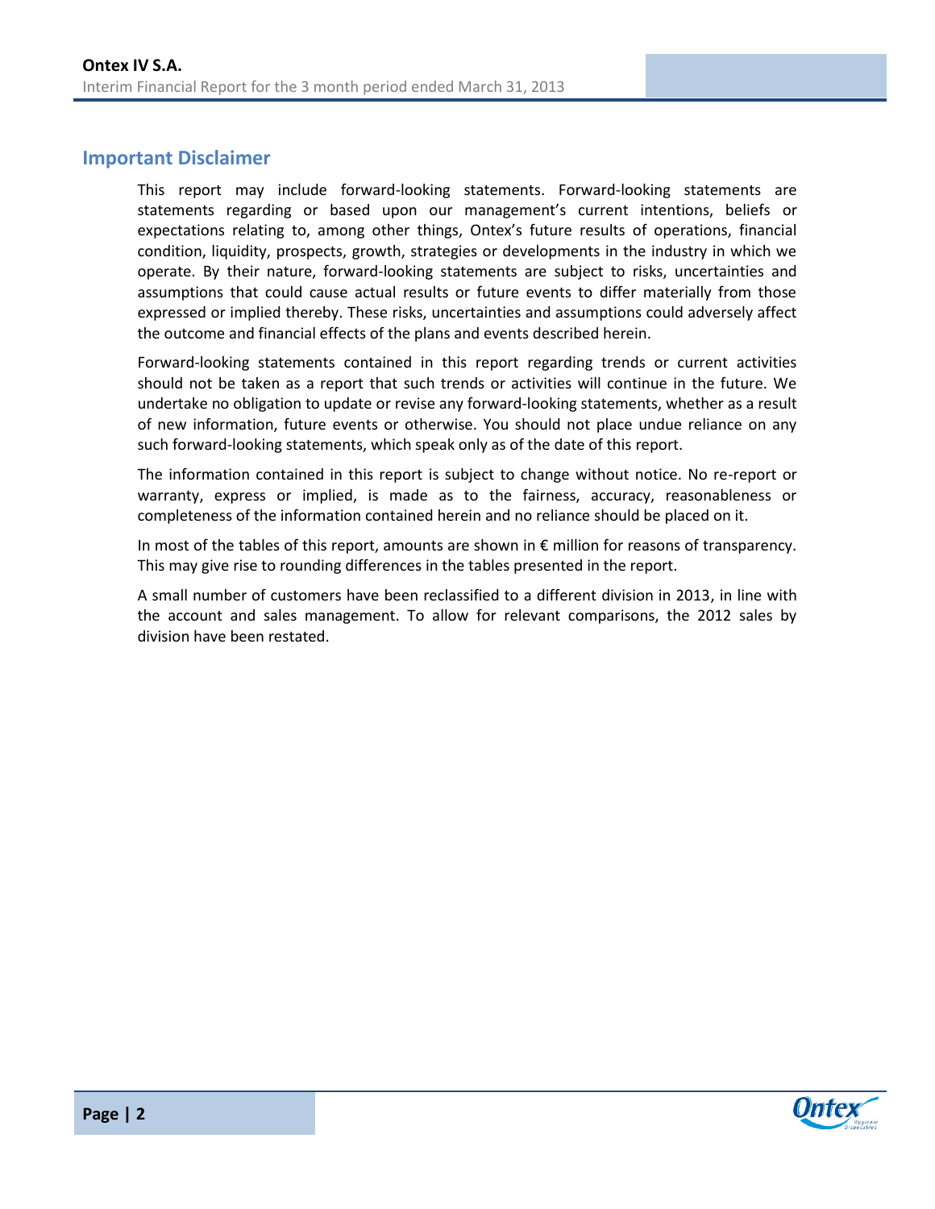## Important Disclaimer

This report may include forward-looking statements. Forward-looking statements are statements regarding or based upon our management's current intentions, beliefs or expectations relating to, among other things, Ontex's future results of operations, financial condition, liquidity, prospects, growth, strategies or developments in the industry in which we operate. By their nature, forward-looking statements are subject to risks, uncertainties and assumptions that could cause actual results or future events to differ materially from those expressed or implied thereby. These risks, uncertainties and assumptions could adversely affect the outcome and financial effects of the plans and events described herein.

Forward-looking statements contained in this report regarding trends or current activities should not be taken as a report that such trends or activities will continue in the future. We undertake no obligation to update or revise any forward-looking statements, whether as a result of new information, future events or otherwise. You should not place undue reliance on any such forward-looking statements, which speak only as of the date of this report.

The information contained in this report is subject to change without notice. No re-report or warranty, express or implied, is made as to the fairness, accuracy, reasonableness or completeness of the information contained herein and no reliance should be placed on it.

In most of the tables of this report, amounts are shown in € million for reasons of transparency. This may give rise to rounding differences in the tables presented in the report.

A small number of customers have been reclassified to a different division in 2013, in line with the account and sales management. To allow for relevant comparisons, the 2012 sales by division have been restated.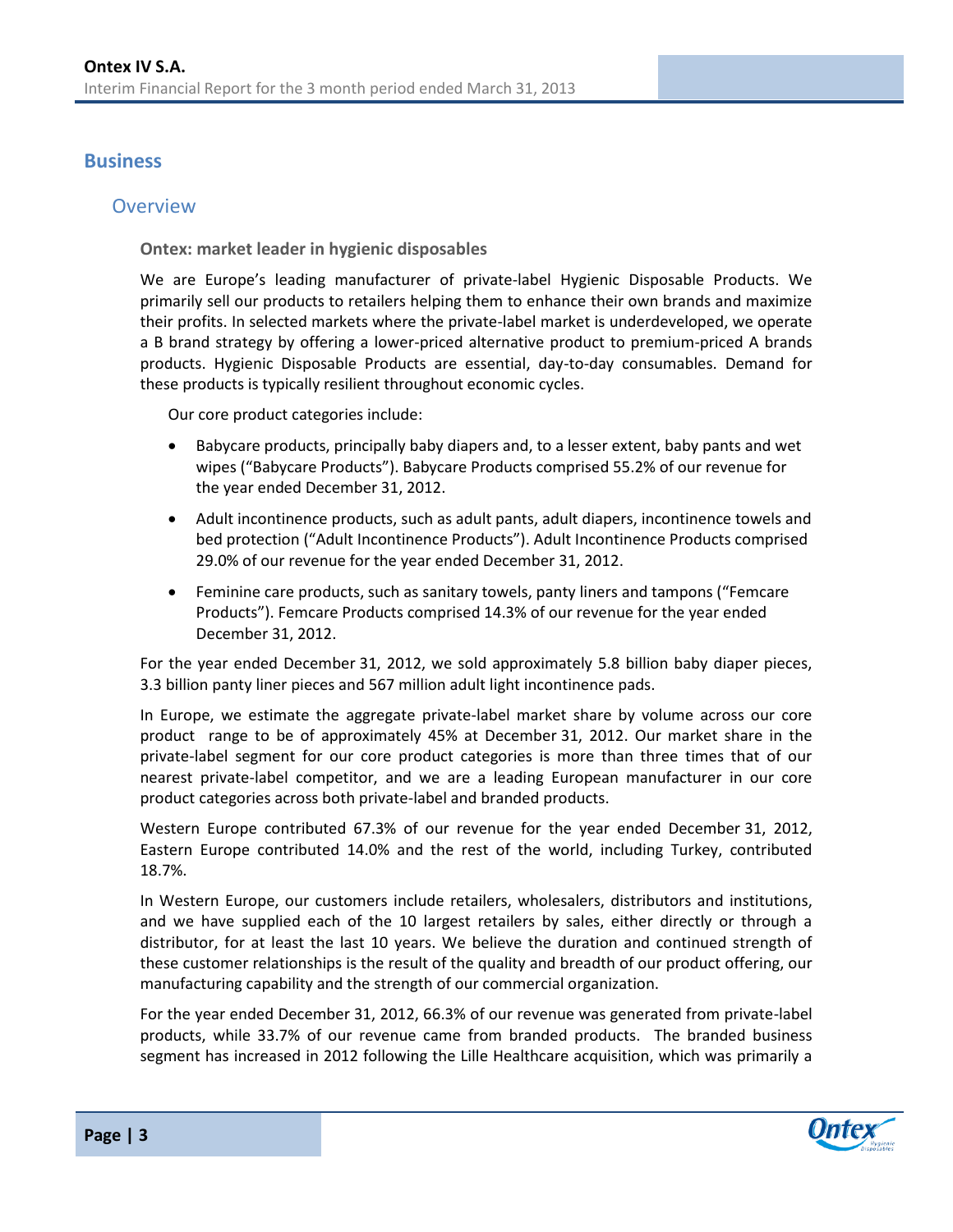# Business

## Overview

### Ontex: market leader in hygienic disposables

We are Europe's leading manufacturer of private-label Hygienic Disposable Products. We primarily sell our products to retailers helping them to enhance their own brands and maximize their profits. In selected markets where the private-label market is underdeveloped, we operate a B brand strategy by offering a lower-priced alternative product to premium-priced A brands products. Hygienic Disposable Products are essential, day-to-day consumables. Demand for these products is typically resilient throughout economic cycles.

Our core product categories include:

- Babycare products, principally baby diapers and, to a lesser extent, baby pants and wet wipes ("Babycare Products"). Babycare Products comprised 55.2% of our revenue for the year ended December 31, 2012.
- Adult incontinence products, such as adult pants, adult diapers, incontinence towels and bed protection ("Adult Incontinence Products"). Adult Incontinence Products comprised 29.0% of our revenue for the year ended December 31, 2012.
- Feminine care products, such as sanitary towels, panty liners and tampons ("Femcare Products"). Femcare Products comprised 14.3% of our revenue for the year ended December 31, 2012.

For the year ended December 31, 2012, we sold approximately 5.8 billion baby diaper pieces, 3.3 billion panty liner pieces and 567 million adult light incontinence pads.

In Europe, we estimate the aggregate private-label market share by volume across our core product range to be of approximately 45% at December 31, 2012. Our market share in the private-label segment for our core product categories is more than three times that of our nearest private-label competitor, and we are a leading European manufacturer in our core product categories across both private-label and branded products.

Western Europe contributed 67.3% of our revenue for the year ended December 31, 2012, Eastern Europe contributed 14.0% and the rest of the world, including Turkey, contributed 18.7%.

In Western Europe, our customers include retailers, wholesalers, distributors and institutions, and we have supplied each of the 10 largest retailers by sales, either directly or through a distributor, for at least the last 10 years. We believe the duration and continued strength of these customer relationships is the result of the quality and breadth of our product offering, our manufacturing capability and the strength of our commercial organization.

For the year ended December 31, 2012, 66.3% of our revenue was generated from private-label products, while 33.7% of our revenue came from branded products. The branded business segment has increased in 2012 following the Lille Healthcare acquisition, which was primarily a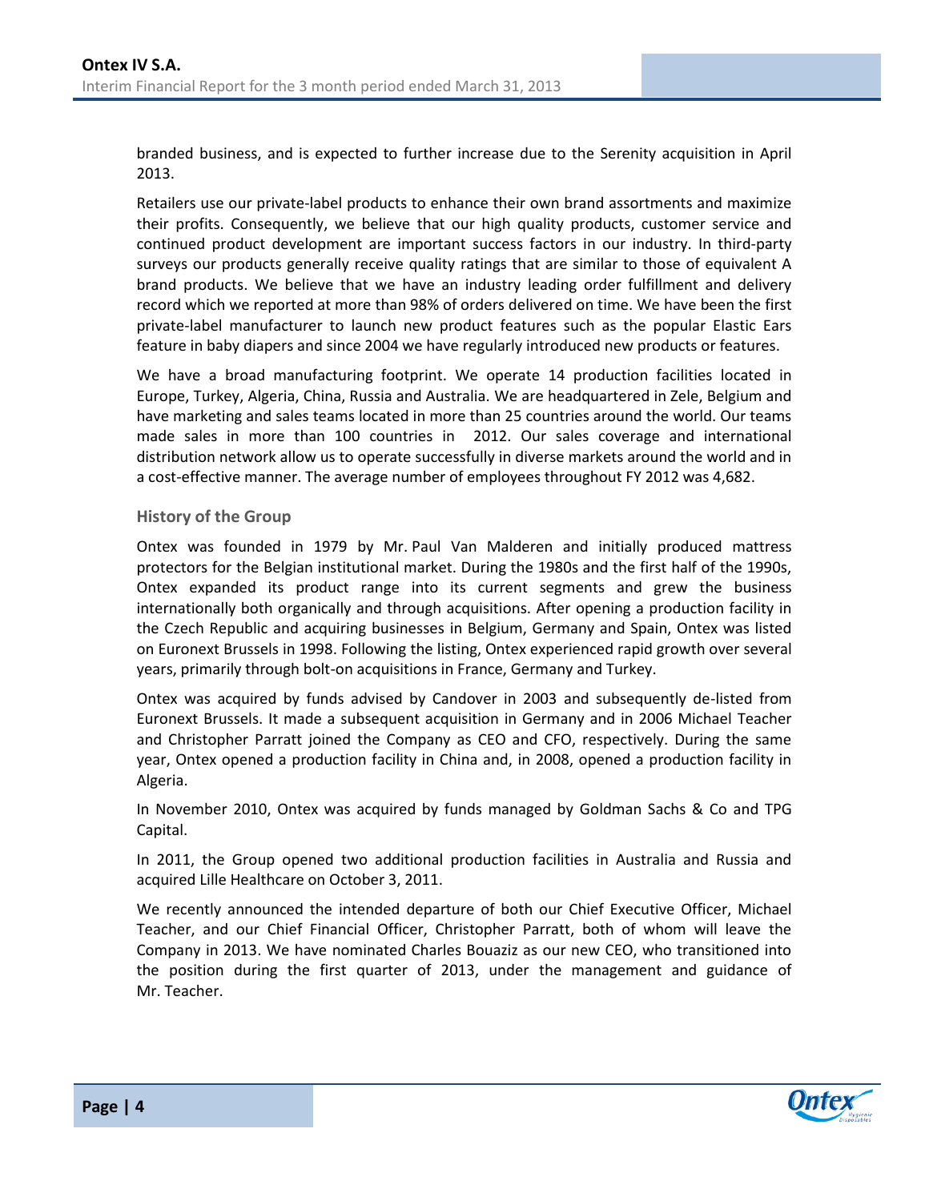branded business, and is expected to further increase due to the Serenity acquisition in April 2013.

Retailers use our private-label products to enhance their own brand assortments and maximize their profits. Consequently, we believe that our high quality products, customer service and continued product development are important success factors in our industry. In third-party surveys our products generally receive quality ratings that are similar to those of equivalent A brand products. We believe that we have an industry leading order fulfillment and delivery record which we reported at more than 98% of orders delivered on time. We have been the first private-label manufacturer to launch new product features such as the popular Elastic Ears feature in baby diapers and since 2004 we have regularly introduced new products or features.

We have a broad manufacturing footprint. We operate 14 production facilities located in Europe, Turkey, Algeria, China, Russia and Australia. We are headquartered in Zele, Belgium and have marketing and sales teams located in more than 25 countries around the world. Our teams made sales in more than 100 countries in 2012. Our sales coverage and international distribution network allow us to operate successfully in diverse markets around the world and in a cost-effective manner. The average number of employees throughout FY 2012 was 4,682.

### History of the Group

Ontex was founded in 1979 by Mr. Paul Van Malderen and initially produced mattress protectors for the Belgian institutional market. During the 1980s and the first half of the 1990s, Ontex expanded its product range into its current segments and grew the business internationally both organically and through acquisitions. After opening a production facility in the Czech Republic and acquiring businesses in Belgium, Germany and Spain, Ontex was listed on Euronext Brussels in 1998. Following the listing, Ontex experienced rapid growth over several years, primarily through bolt-on acquisitions in France, Germany and Turkey.

Ontex was acquired by funds advised by Candover in 2003 and subsequently de-listed from Euronext Brussels. It made a subsequent acquisition in Germany and in 2006 Michael Teacher and Christopher Parratt joined the Company as CEO and CFO, respectively. During the same year, Ontex opened a production facility in China and, in 2008, opened a production facility in Algeria.

In November 2010, Ontex was acquired by funds managed by Goldman Sachs & Co and TPG Capital.

In 2011, the Group opened two additional production facilities in Australia and Russia and acquired Lille Healthcare on October 3, 2011.

We recently announced the intended departure of both our Chief Executive Officer, Michael Teacher, and our Chief Financial Officer, Christopher Parratt, both of whom will leave the Company in 2013. We have nominated Charles Bouaziz as our new CEO, who transitioned into the position during the first quarter of 2013, under the management and guidance of Mr. Teacher.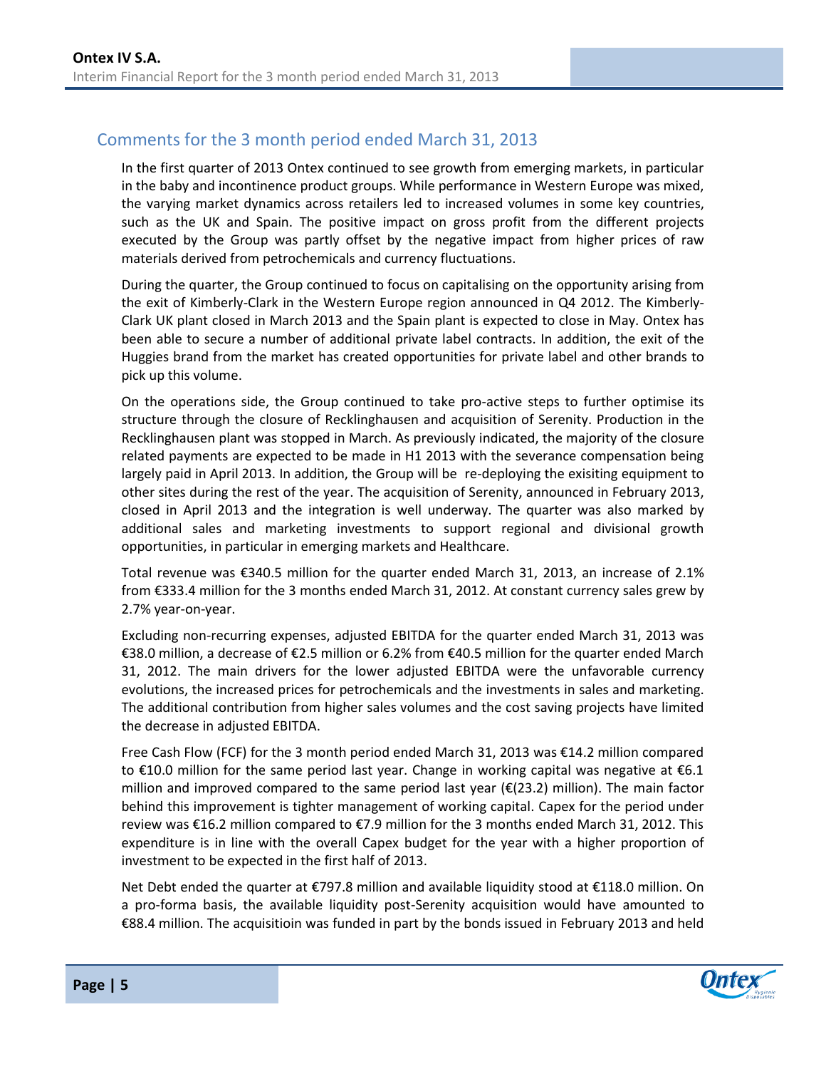## Comments for the 3 month period ended March 31, 2013

In the first quarter of 2013 Ontex continued to see growth from emerging markets, in particular in the baby and incontinence product groups. While performance in Western Europe was mixed, the varying market dynamics across retailers led to increased volumes in some key countries, such as the UK and Spain. The positive impact on gross profit from the different projects executed by the Group was partly offset by the negative impact from higher prices of raw materials derived from petrochemicals and currency fluctuations.

During the quarter, the Group continued to focus on capitalising on the opportunity arising from the exit of Kimberly-Clark in the Western Europe region announced in Q4 2012. The Kimberly-Clark UK plant closed in March 2013 and the Spain plant is expected to close in May. Ontex has been able to secure a number of additional private label contracts. In addition, the exit of the Huggies brand from the market has created opportunities for private label and other brands to pick up this volume.

On the operations side, the Group continued to take pro-active steps to further optimise its structure through the closure of Recklinghausen and acquisition of Serenity. Production in the Recklinghausen plant was stopped in March. As previously indicated, the majority of the closure related payments are expected to be made in H1 2013 with the severance compensation being largely paid in April 2013. In addition, the Group will be re-deploying the exisiting equipment to other sites during the rest of the year. The acquisition of Serenity, announced in February 2013, closed in April 2013 and the integration is well underway. The quarter was also marked by additional sales and marketing investments to support regional and divisional growth opportunities, in particular in emerging markets and Healthcare.

Total revenue was €340.5 million for the quarter ended March 31, 2013, an increase of 2.1% from €333.4 million for the 3 months ended March 31, 2012. At constant currency sales grew by 2.7% year-on-year.

Excluding non-recurring expenses, adjusted EBITDA for the quarter ended March 31, 2013 was €38.0 million, a decrease of €2.5 million or 6.2% from €40.5 million for the quarter ended March 31, 2012. The main drivers for the lower adjusted EBITDA were the unfavorable currency evolutions, the increased prices for petrochemicals and the investments in sales and marketing. The additional contribution from higher sales volumes and the cost saving projects have limited the decrease in adjusted EBITDA.

Free Cash Flow (FCF) for the 3 month period ended March 31, 2013 was €14.2 million compared to €10.0 million for the same period last year. Change in working capital was negative at €6.1 million and improved compared to the same period last year (€(23.2) million). The main factor behind this improvement is tighter management of working capital. Capex for the period under review was €16.2 million compared to €7.9 million for the 3 months ended March 31, 2012. This expenditure is in line with the overall Capex budget for the year with a higher proportion of investment to be expected in the first half of 2013.

Net Debt ended the quarter at €797.8 million and available liquidity stood at €118.0 million. On a pro-forma basis, the available liquidity post-Serenity acquisition would have amounted to €88.4 million. The acquisitioin was funded in part by the bonds issued in February 2013 and held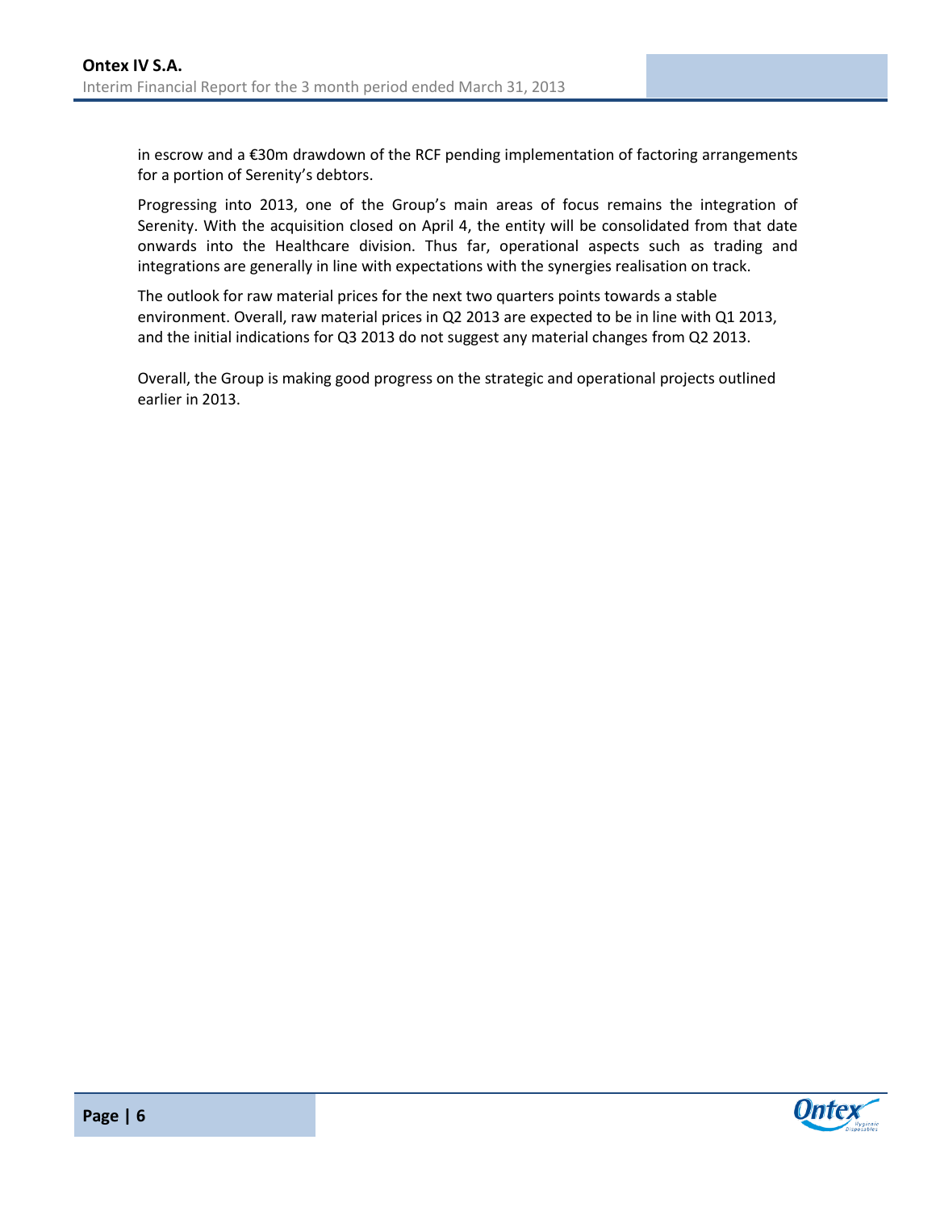in escrow and a €30m drawdown of the RCF pending implementation of factoring arrangements for a portion of Serenity's debtors.

Progressing into 2013, one of the Group's main areas of focus remains the integration of Serenity. With the acquisition closed on April 4, the entity will be consolidated from that date onwards into the Healthcare division. Thus far, operational aspects such as trading and integrations are generally in line with expectations with the synergies realisation on track.

The outlook for raw material prices for the next two quarters points towards a stable environment. Overall, raw material prices in Q2 2013 are expected to be in line with Q1 2013, and the initial indications for Q3 2013 do not suggest any material changes from Q2 2013.

Overall, the Group is making good progress on the strategic and operational projects outlined earlier in 2013.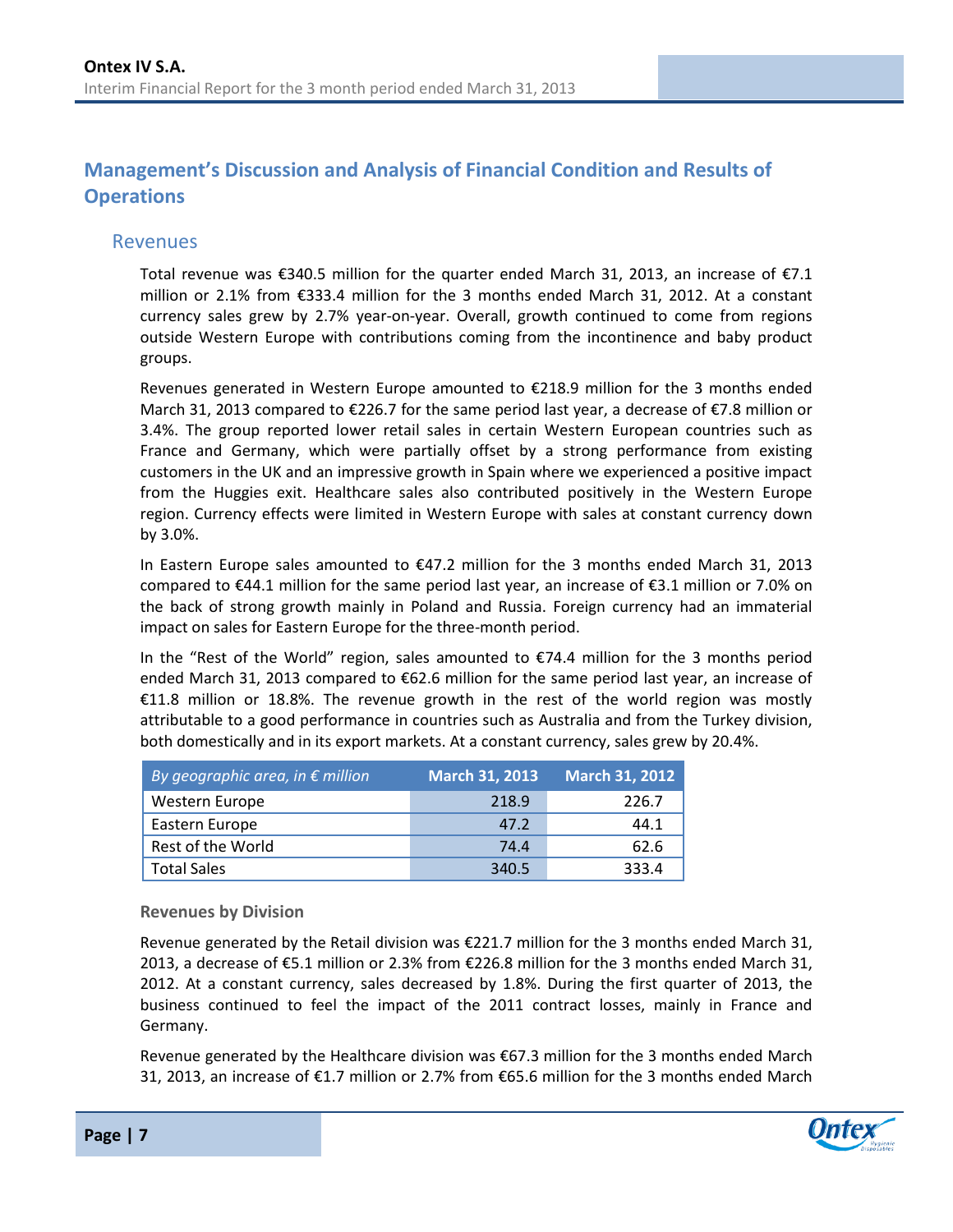# Management's Discussion and Analysis of Financial Condition and Results of Operations

## Revenues

Total revenue was €340.5 million for the quarter ended March 31, 2013, an increase of €7.1 million or 2.1% from €333.4 million for the 3 months ended March 31, 2012. At a constant currency sales grew by 2.7% year-on-year. Overall, growth continued to come from regions outside Western Europe with contributions coming from the incontinence and baby product groups.

Revenues generated in Western Europe amounted to €218.9 million for the 3 months ended March 31, 2013 compared to €226.7 for the same period last year, a decrease of €7.8 million or 3.4%. The group reported lower retail sales in certain Western European countries such as France and Germany, which were partially offset by a strong performance from existing customers in the UK and an impressive growth in Spain where we experienced a positive impact from the Huggies exit. Healthcare sales also contributed positively in the Western Europe region. Currency effects were limited in Western Europe with sales at constant currency down by 3.0%.

In Eastern Europe sales amounted to €47.2 million for the 3 months ended March 31, 2013 compared to €44.1 million for the same period last year, an increase of €3.1 million or 7.0% on the back of strong growth mainly in Poland and Russia. Foreign currency had an immaterial impact on sales for Eastern Europe for the three-month period.

In the "Rest of the World" region, sales amounted to €74.4 million for the 3 months period ended March 31, 2013 compared to €62.6 million for the same period last year, an increase of €11.8 million or 18.8%. The revenue growth in the rest of the world region was mostly attributable to a good performance in countries such as Australia and from the Turkey division, both domestically and in its export markets. At a constant currency, sales grew by 20.4%.

| *By geographic area, in € million* | March 31, 2013 | March 31, 2012 |
|---|---|---|
| Western Europe | 218.9 | 226.7 |
| Eastern Europe | 47.2 | 44.1 |
| Rest of the World | 74.4 | 62.6 |
| Total Sales | 340.5 | 333.4 |

**Revenues by Division**

Revenue generated by the Retail division was €221.7 million for the 3 months ended March 31, 2013, a decrease of €5.1 million or 2.3% from €226.8 million for the 3 months ended March 31, 2012. At a constant currency, sales decreased by 1.8%. During the first quarter of 2013, the business continued to feel the impact of the 2011 contract losses, mainly in France and Germany.

Revenue generated by the Healthcare division was €67.3 million for the 3 months ended March 31, 2013, an increase of €1.7 million or 2.7% from €65.6 million for the 3 months ended March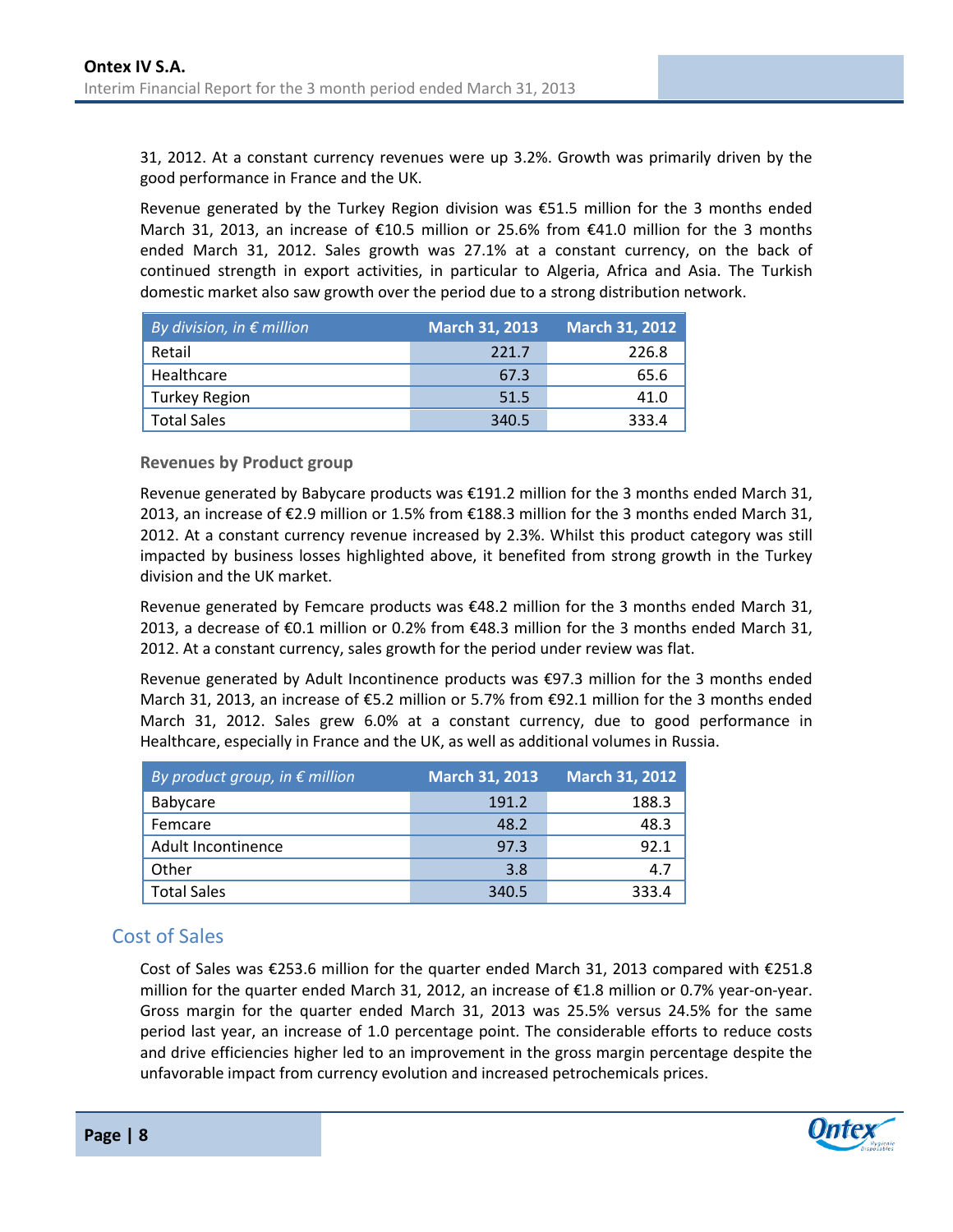31, 2012. At a constant currency revenues were up 3.2%. Growth was primarily driven by the good performance in France and the UK.

Revenue generated by the Turkey Region division was €51.5 million for the 3 months ended March 31, 2013, an increase of €10.5 million or 25.6% from €41.0 million for the 3 months ended March 31, 2012. Sales growth was 27.1% at a constant currency, on the back of continued strength in export activities, in particular to Algeria, Africa and Asia. The Turkish domestic market also saw growth over the period due to a strong distribution network.

| *By division, in € million* | March 31, 2013 | March 31, 2012 |
|---|---|---|
| Retail | 221.7 | 226.8 |
| Healthcare | 67.3 | 65.6 |
| Turkey Region | 51.5 | 41.0 |
| Total Sales | 340.5 | 333.4 |

### Revenues by Product group

Revenue generated by Babycare products was €191.2 million for the 3 months ended March 31, 2013, an increase of €2.9 million or 1.5% from €188.3 million for the 3 months ended March 31, 2012. At a constant currency revenue increased by 2.3%. Whilst this product category was still impacted by business losses highlighted above, it benefited from strong growth in the Turkey division and the UK market.

Revenue generated by Femcare products was €48.2 million for the 3 months ended March 31, 2013, a decrease of €0.1 million or 0.2% from €48.3 million for the 3 months ended March 31, 2012. At a constant currency, sales growth for the period under review was flat.

Revenue generated by Adult Incontinence products was €97.3 million for the 3 months ended March 31, 2013, an increase of €5.2 million or 5.7% from €92.1 million for the 3 months ended March 31, 2012. Sales grew 6.0% at a constant currency, due to good performance in Healthcare, especially in France and the UK, as well as additional volumes in Russia.

| *By product group, in € million* | March 31, 2013 | March 31, 2012 |
|---|---|---|
| Babycare | 191.2 | 188.3 |
| Femcare | 48.2 | 48.3 |
| Adult Incontinence | 97.3 | 92.1 |
| Other | 3.8 | 4.7 |
| Total Sales | 340.5 | 333.4 |

## Cost of Sales

Cost of Sales was €253.6 million for the quarter ended March 31, 2013 compared with €251.8 million for the quarter ended March 31, 2012, an increase of €1.8 million or 0.7% year-on-year. Gross margin for the quarter ended March 31, 2013 was 25.5% versus 24.5% for the same period last year, an increase of 1.0 percentage point. The considerable efforts to reduce costs and drive efficiencies higher led to an improvement in the gross margin percentage despite the unfavorable impact from currency evolution and increased petrochemicals prices.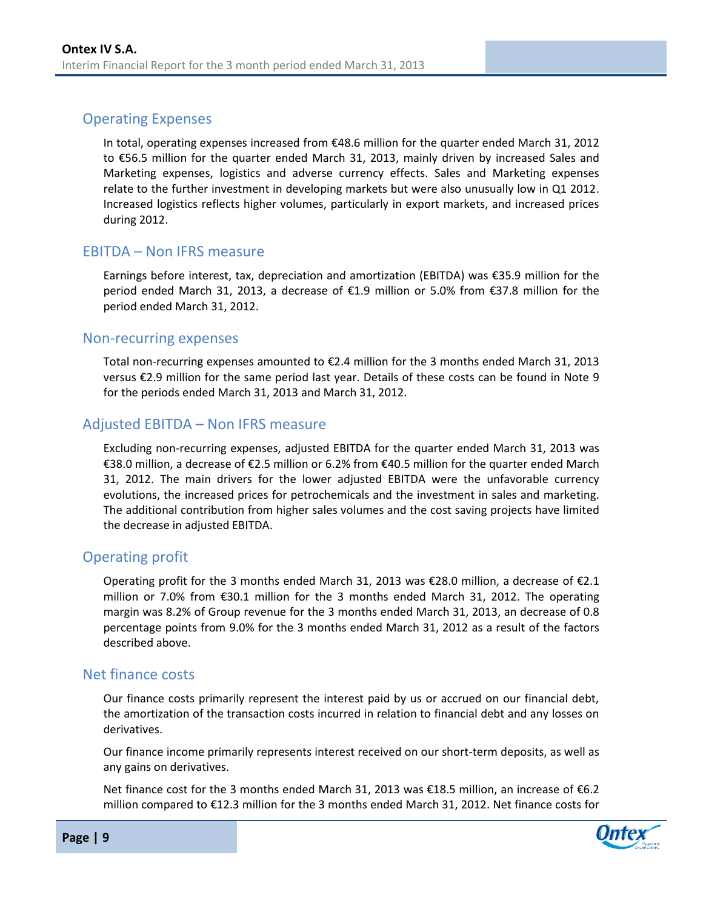## Operating Expenses

In total, operating expenses increased from €48.6 million for the quarter ended March 31, 2012 to €56.5 million for the quarter ended March 31, 2013, mainly driven by increased Sales and Marketing expenses, logistics and adverse currency effects. Sales and Marketing expenses relate to the further investment in developing markets but were also unusually low in Q1 2012. Increased logistics reflects higher volumes, particularly in export markets, and increased prices during 2012.

## EBITDA – Non IFRS measure

Earnings before interest, tax, depreciation and amortization (EBITDA) was €35.9 million for the period ended March 31, 2013, a decrease of €1.9 million or 5.0% from €37.8 million for the period ended March 31, 2012.

## Non-recurring expenses

Total non-recurring expenses amounted to €2.4 million for the 3 months ended March 31, 2013 versus €2.9 million for the same period last year. Details of these costs can be found in Note 9 for the periods ended March 31, 2013 and March 31, 2012.

## Adjusted EBITDA – Non IFRS measure

Excluding non-recurring expenses, adjusted EBITDA for the quarter ended March 31, 2013 was €38.0 million, a decrease of €2.5 million or 6.2% from €40.5 million for the quarter ended March 31, 2012. The main drivers for the lower adjusted EBITDA were the unfavorable currency evolutions, the increased prices for petrochemicals and the investment in sales and marketing. The additional contribution from higher sales volumes and the cost saving projects have limited the decrease in adjusted EBITDA.

## Operating profit

Operating profit for the 3 months ended March 31, 2013 was €28.0 million, a decrease of €2.1 million or 7.0% from €30.1 million for the 3 months ended March 31, 2012. The operating margin was 8.2% of Group revenue for the 3 months ended March 31, 2013, an decrease of 0.8 percentage points from 9.0% for the 3 months ended March 31, 2012 as a result of the factors described above.

## Net finance costs

Our finance costs primarily represent the interest paid by us or accrued on our financial debt, the amortization of the transaction costs incurred in relation to financial debt and any losses on derivatives.

Our finance income primarily represents interest received on our short-term deposits, as well as any gains on derivatives.

Net finance cost for the 3 months ended March 31, 2013 was €18.5 million, an increase of €6.2 million compared to €12.3 million for the 3 months ended March 31, 2012. Net finance costs for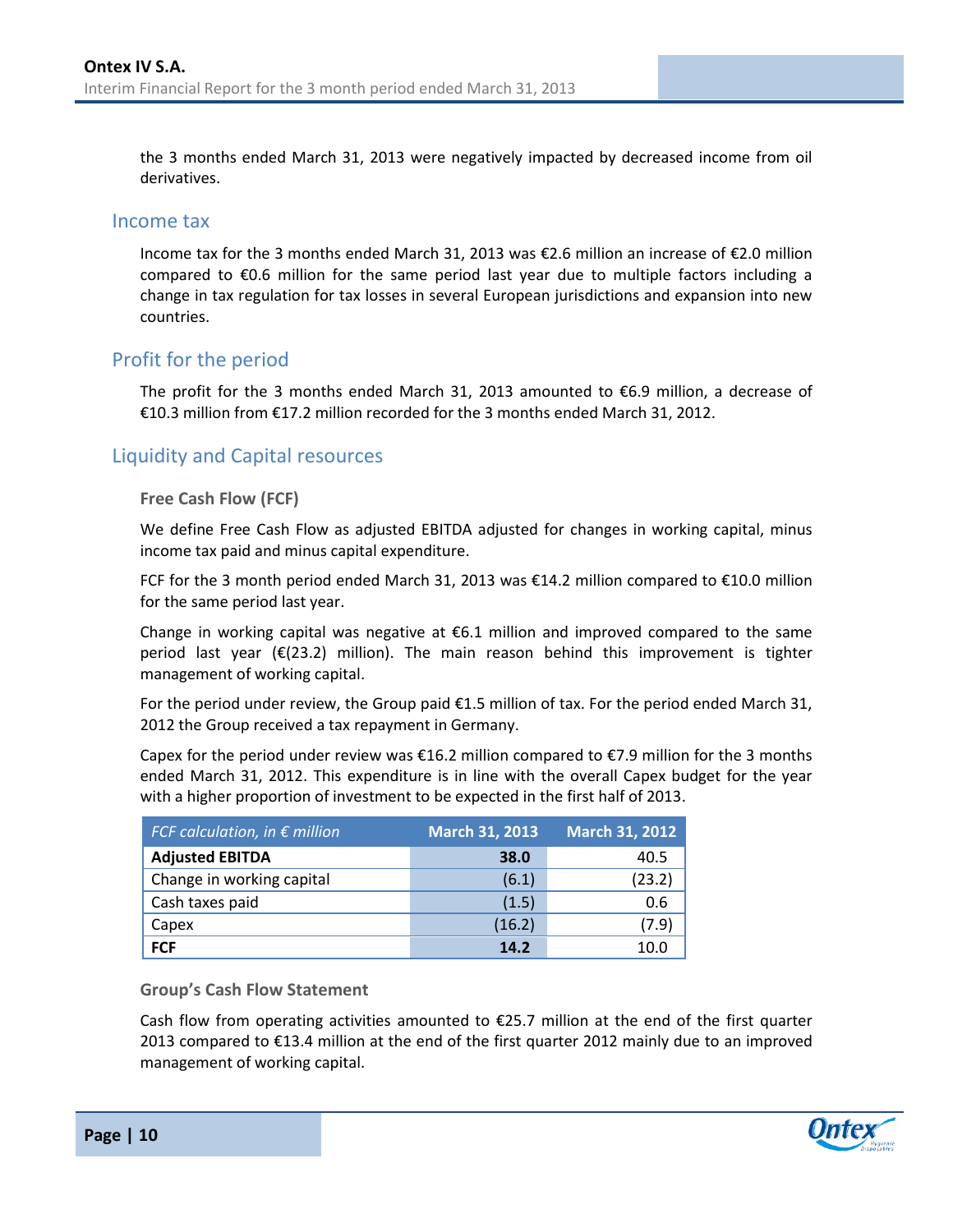the 3 months ended March 31, 2013 were negatively impacted by decreased income from oil derivatives.

## Income tax

Income tax for the 3 months ended March 31, 2013 was €2.6 million an increase of €2.0 million compared to €0.6 million for the same period last year due to multiple factors including a change in tax regulation for tax losses in several European jurisdictions and expansion into new countries.

## Profit for the period

The profit for the 3 months ended March 31, 2013 amounted to €6.9 million, a decrease of €10.3 million from €17.2 million recorded for the 3 months ended March 31, 2012.

## Liquidity and Capital resources

### Free Cash Flow (FCF)

We define Free Cash Flow as adjusted EBITDA adjusted for changes in working capital, minus income tax paid and minus capital expenditure.

FCF for the 3 month period ended March 31, 2013 was €14.2 million compared to €10.0 million for the same period last year.

Change in working capital was negative at €6.1 million and improved compared to the same period last year (€(23.2) million). The main reason behind this improvement is tighter management of working capital.

For the period under review, the Group paid €1.5 million of tax. For the period ended March 31, 2012 the Group received a tax repayment in Germany.

Capex for the period under review was €16.2 million compared to €7.9 million for the 3 months ended March 31, 2012. This expenditure is in line with the overall Capex budget for the year with a higher proportion of investment to be expected in the first half of 2013.

| *FCF calculation, in € million* | **March 31, 2013** | **March 31, 2012** |
|---|---|---|
| **Adjusted EBITDA** | **38.0** | 40.5 |
| Change in working capital | (6.1) | (23.2) |
| Cash taxes paid | (1.5) | 0.6 |
| Capex | (16.2) | (7.9) |
| **FCF** | **14.2** | 10.0 |

### Group's Cash Flow Statement

Cash flow from operating activities amounted to €25.7 million at the end of the first quarter 2013 compared to €13.4 million at the end of the first quarter 2012 mainly due to an improved management of working capital.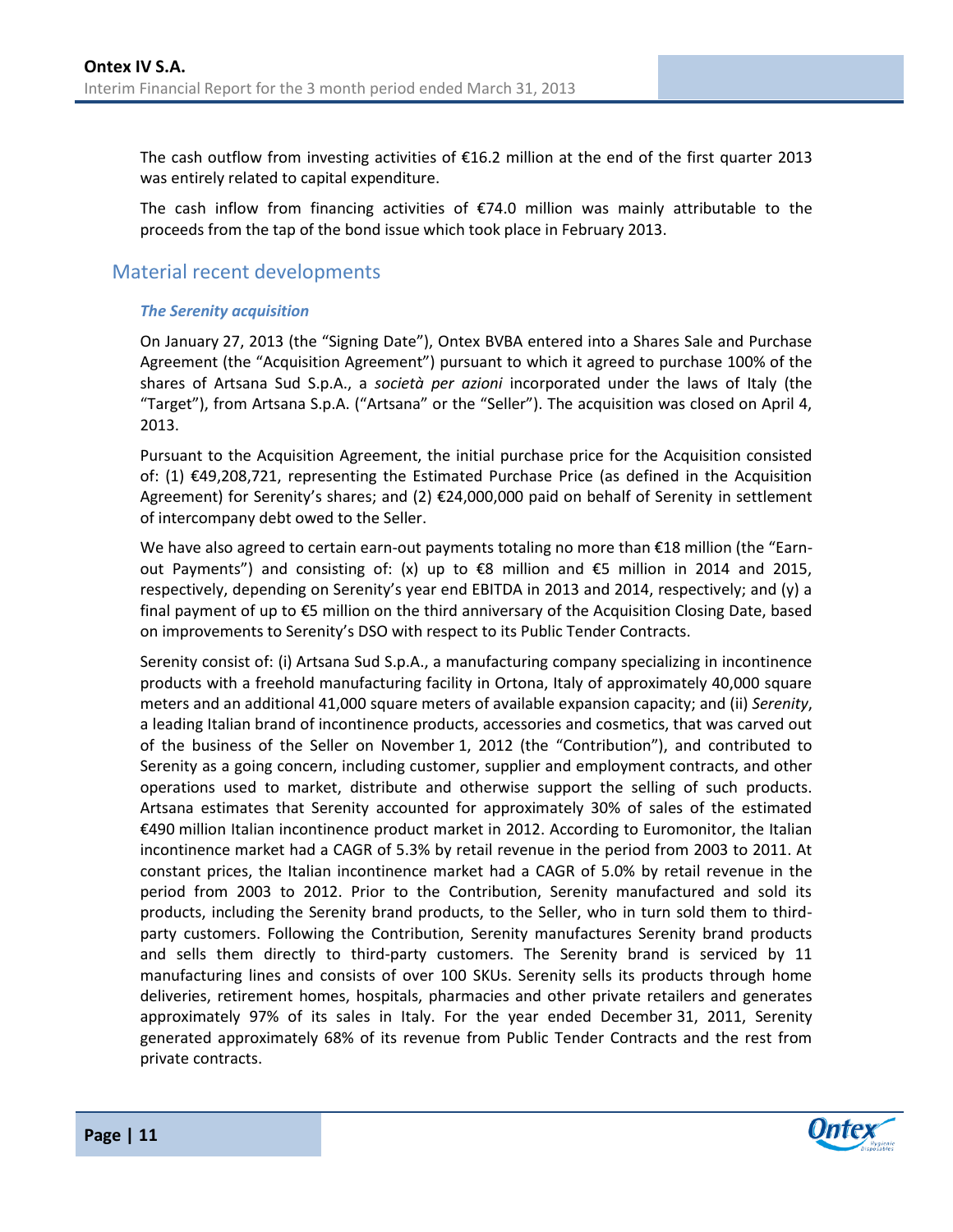The cash outflow from investing activities of €16.2 million at the end of the first quarter 2013 was entirely related to capital expenditure.

The cash inflow from financing activities of €74.0 million was mainly attributable to the proceeds from the tap of the bond issue which took place in February 2013.

## Material recent developments

### *The Serenity acquisition*

On January 27, 2013 (the "Signing Date"), Ontex BVBA entered into a Shares Sale and Purchase Agreement (the "Acquisition Agreement") pursuant to which it agreed to purchase 100% of the shares of Artsana Sud S.p.A., a *società per azioni* incorporated under the laws of Italy (the "Target"), from Artsana S.p.A. ("Artsana" or the "Seller"). The acquisition was closed on April 4, 2013.

Pursuant to the Acquisition Agreement, the initial purchase price for the Acquisition consisted of: (1) €49,208,721, representing the Estimated Purchase Price (as defined in the Acquisition Agreement) for Serenity's shares; and (2) €24,000,000 paid on behalf of Serenity in settlement of intercompany debt owed to the Seller.

We have also agreed to certain earn-out payments totaling no more than €18 million (the "Earn-out Payments") and consisting of: (x) up to €8 million and €5 million in 2014 and 2015, respectively, depending on Serenity's year end EBITDA in 2013 and 2014, respectively; and (y) a final payment of up to €5 million on the third anniversary of the Acquisition Closing Date, based on improvements to Serenity's DSO with respect to its Public Tender Contracts.

Serenity consist of: (i) Artsana Sud S.p.A., a manufacturing company specializing in incontinence products with a freehold manufacturing facility in Ortona, Italy of approximately 40,000 square meters and an additional 41,000 square meters of available expansion capacity; and (ii) *Serenity*, a leading Italian brand of incontinence products, accessories and cosmetics, that was carved out of the business of the Seller on November 1, 2012 (the "Contribution"), and contributed to Serenity as a going concern, including customer, supplier and employment contracts, and other operations used to market, distribute and otherwise support the selling of such products. Artsana estimates that Serenity accounted for approximately 30% of sales of the estimated €490 million Italian incontinence product market in 2012. According to Euromonitor, the Italian incontinence market had a CAGR of 5.3% by retail revenue in the period from 2003 to 2011. At constant prices, the Italian incontinence market had a CAGR of 5.0% by retail revenue in the period from 2003 to 2012. Prior to the Contribution, Serenity manufactured and sold its products, including the Serenity brand products, to the Seller, who in turn sold them to third-party customers. Following the Contribution, Serenity manufactures Serenity brand products and sells them directly to third-party customers. The Serenity brand is serviced by 11 manufacturing lines and consists of over 100 SKUs. Serenity sells its products through home deliveries, retirement homes, hospitals, pharmacies and other private retailers and generates approximately 97% of its sales in Italy. For the year ended December 31, 2011, Serenity generated approximately 68% of its revenue from Public Tender Contracts and the rest from private contracts.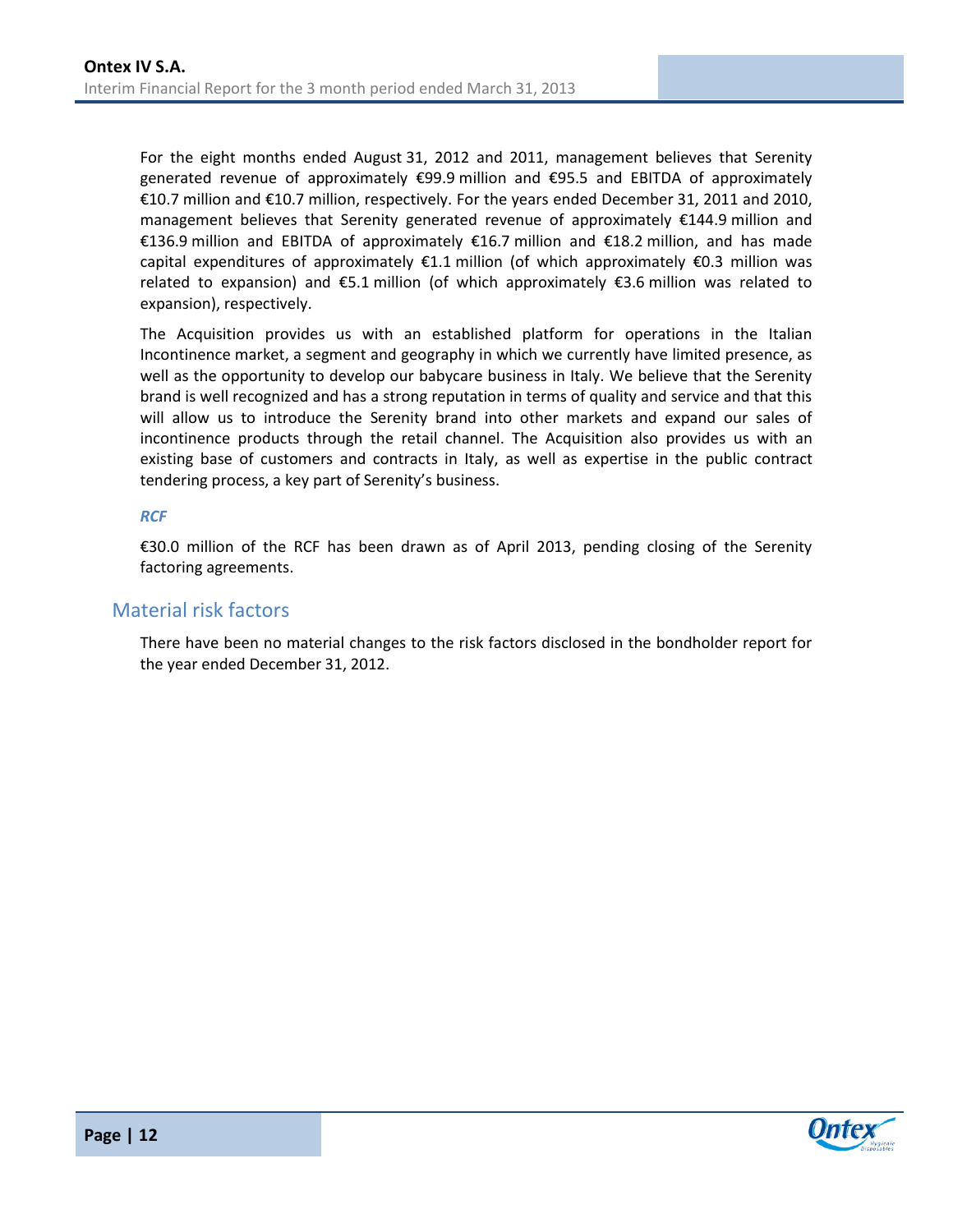For the eight months ended August 31, 2012 and 2011, management believes that Serenity generated revenue of approximately €99.9 million and €95.5 and EBITDA of approximately €10.7 million and €10.7 million, respectively. For the years ended December 31, 2011 and 2010, management believes that Serenity generated revenue of approximately €144.9 million and €136.9 million and EBITDA of approximately €16.7 million and €18.2 million, and has made capital expenditures of approximately €1.1 million (of which approximately €0.3 million was related to expansion) and €5.1 million (of which approximately €3.6 million was related to expansion), respectively.

The Acquisition provides us with an established platform for operations in the Italian Incontinence market, a segment and geography in which we currently have limited presence, as well as the opportunity to develop our babycare business in Italy. We believe that the Serenity brand is well recognized and has a strong reputation in terms of quality and service and that this will allow us to introduce the Serenity brand into other markets and expand our sales of incontinence products through the retail channel. The Acquisition also provides us with an existing base of customers and contracts in Italy, as well as expertise in the public contract tendering process, a key part of Serenity's business.

***RCF***

€30.0 million of the RCF has been drawn as of April 2013, pending closing of the Serenity factoring agreements.

## Material risk factors

There have been no material changes to the risk factors disclosed in the bondholder report for the year ended December 31, 2012.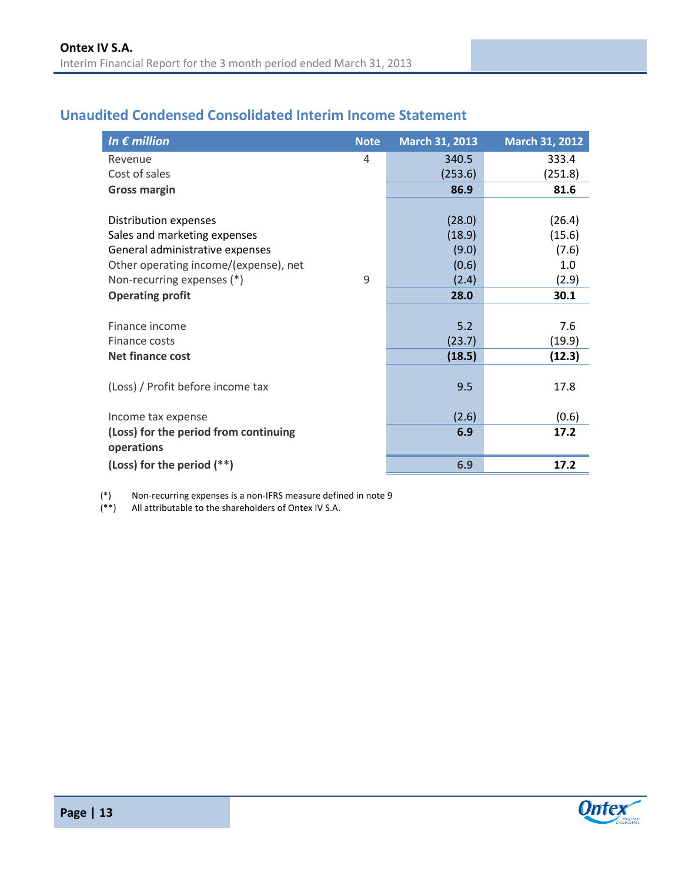## Unaudited Condensed Consolidated Interim Income Statement

| *In € million* | Note | March 31, 2013 | March 31, 2012 |
|---|---|---|---|
| Revenue | 4 | 340.5 | 333.4 |
| Cost of sales | | (253.6) | (251.8) |
| **Gross margin** | | **86.9** | **81.6** |
| | | | |
| Distribution expenses | | (28.0) | (26.4) |
| Sales and marketing expenses | | (18.9) | (15.6) |
| General administrative expenses | | (9.0) | (7.6) |
| Other operating income/(expense), net | | (0.6) | 1.0 |
| Non-recurring expenses (*) | 9 | (2.4) | (2.9) |
| **Operating profit** | | **28.0** | **30.1** |
| | | | |
| Finance income | | 5.2 | 7.6 |
| Finance costs | | (23.7) | (19.9) |
| **Net finance cost** | | **(18.5)** | **(12.3)** |
| | | | |
| (Loss) / Profit before income tax | | 9.5 | 17.8 |
| | | | |
| Income tax expense | | (2.6) | (0.6) |
| **(Loss) for the period from continuing operations** | | **6.9** | **17.2** |
| **(Loss) for the period (**)** | | **6.9** | **17.2** |

(*) Non-recurring expenses is a non-IFRS measure defined in note 9

(**) All attributable to the shareholders of Ontex IV S.A.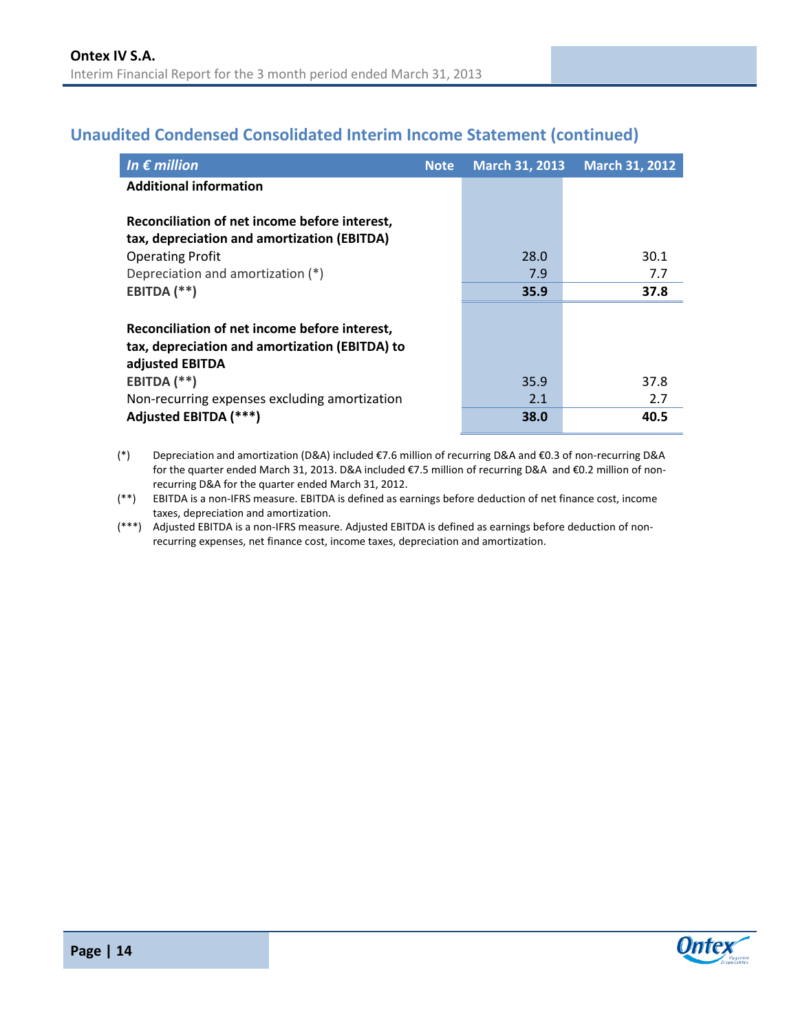## Unaudited Condensed Consolidated Interim Income Statement (continued)

| *In € million* | Note | March 31, 2013 | March 31, 2012 |
|---|---|---|---|
| **Additional information** | | | |
| **Reconciliation of net income before interest, tax, depreciation and amortization (EBITDA)** | | | |
| Operating Profit | | 28.0 | 30.1 |
| Depreciation and amortization (*) | | 7.9 | 7.7 |
| **EBITDA (**)** | | **35.9** | **37.8** |
| **Reconciliation of net income before interest, tax, depreciation and amortization (EBITDA) to adjusted EBITDA** | | | |
| **EBITDA (**)** | | 35.9 | 37.8 |
| Non-recurring expenses excluding amortization | | 2.1 | 2.7 |
| **Adjusted EBITDA (***)** | | **38.0** | **40.5** |

(*) Depreciation and amortization (D&A) included €7.6 million of recurring D&A and €0.3 of non-recurring D&A for the quarter ended March 31, 2013. D&A included €7.5 million of recurring D&A and €0.2 million of non-recurring D&A for the quarter ended March 31, 2012.

(**) EBITDA is a non-IFRS measure. EBITDA is defined as earnings before deduction of net finance cost, income taxes, depreciation and amortization.

(***) Adjusted EBITDA is a non-IFRS measure. Adjusted EBITDA is defined as earnings before deduction of non-recurring expenses, net finance cost, income taxes, depreciation and amortization.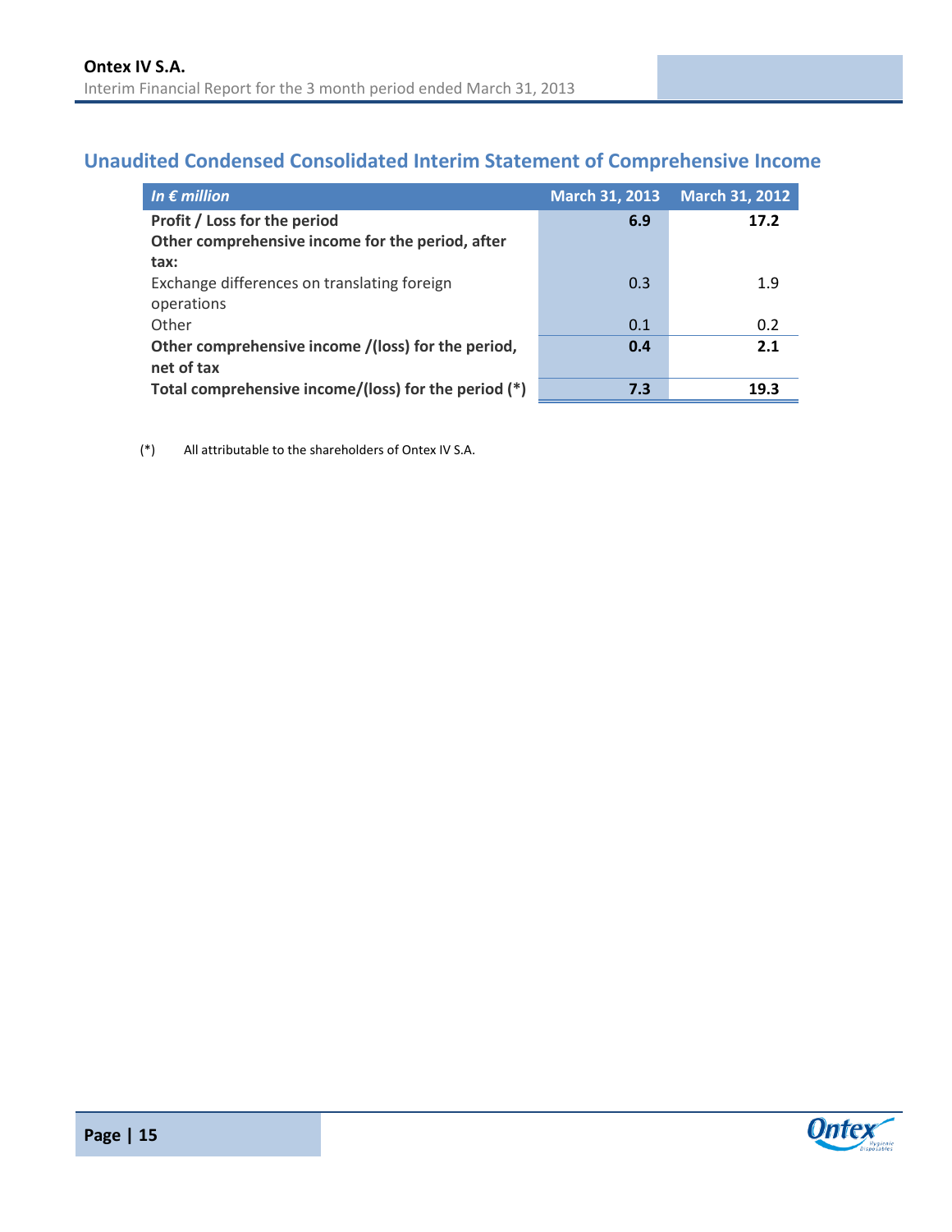## Unaudited Condensed Consolidated Interim Statement of Comprehensive Income

| *In € million* | March 31, 2013 | March 31, 2012 |
|---|---|---|
| **Profit / Loss for the period** | **6.9** | **17.2** |
| **Other comprehensive income for the period, after tax:** | | |
| Exchange differences on translating foreign operations | 0.3 | 1.9 |
| Other | 0.1 | 0.2 |
| **Other comprehensive income /(loss) for the period, net of tax** | **0.4** | **2.1** |
| **Total comprehensive income/(loss) for the period (*)** | **7.3** | **19.3** |

(*) All attributable to the shareholders of Ontex IV S.A.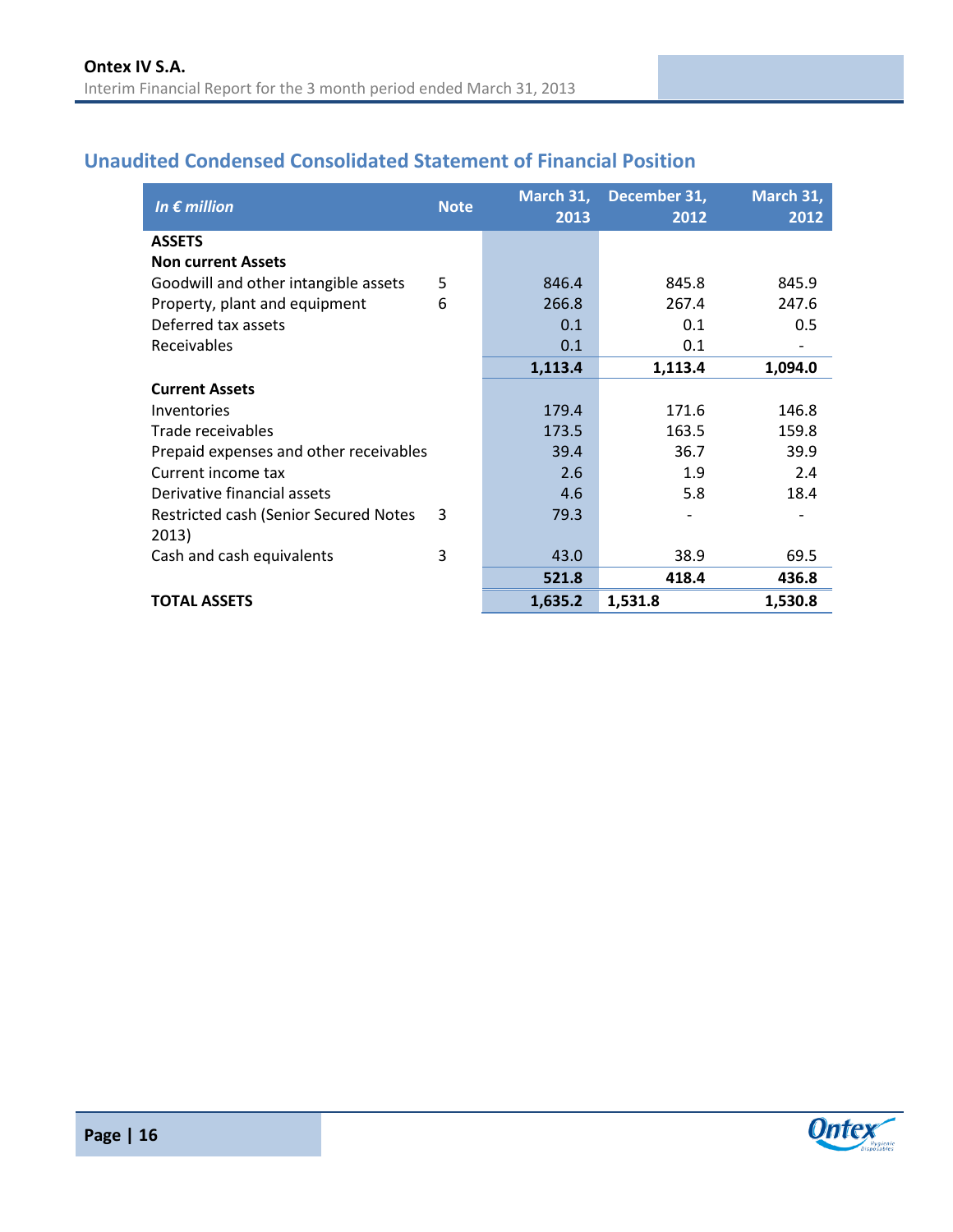## Unaudited Condensed Consolidated Statement of Financial Position

| *In € million* | Note | March 31, 2013 | December 31, 2012 | March 31, 2012 |
|---|---|---|---|---|
| **ASSETS** | | | | |
| **Non current Assets** | | | | |
| Goodwill and other intangible assets | 5 | 846.4 | 845.8 | 845.9 |
| Property, plant and equipment | 6 | 266.8 | 267.4 | 247.6 |
| Deferred tax assets | | 0.1 | 0.1 | 0.5 |
| Receivables | | 0.1 | 0.1 | - |
| | | **1,113.4** | **1,113.4** | **1,094.0** |
| **Current Assets** | | | | |
| Inventories | | 179.4 | 171.6 | 146.8 |
| Trade receivables | | 173.5 | 163.5 | 159.8 |
| Prepaid expenses and other receivables | | 39.4 | 36.7 | 39.9 |
| Current income tax | | 2.6 | 1.9 | 2.4 |
| Derivative financial assets | | 4.6 | 5.8 | 18.4 |
| Restricted cash (Senior Secured Notes 2013) | 3 | 79.3 | - | - |
| Cash and cash equivalents | 3 | 43.0 | 38.9 | 69.5 |
| | | **521.8** | **418.4** | **436.8** |
| **TOTAL ASSETS** | | **1,635.2** | **1,531.8** | **1,530.8** |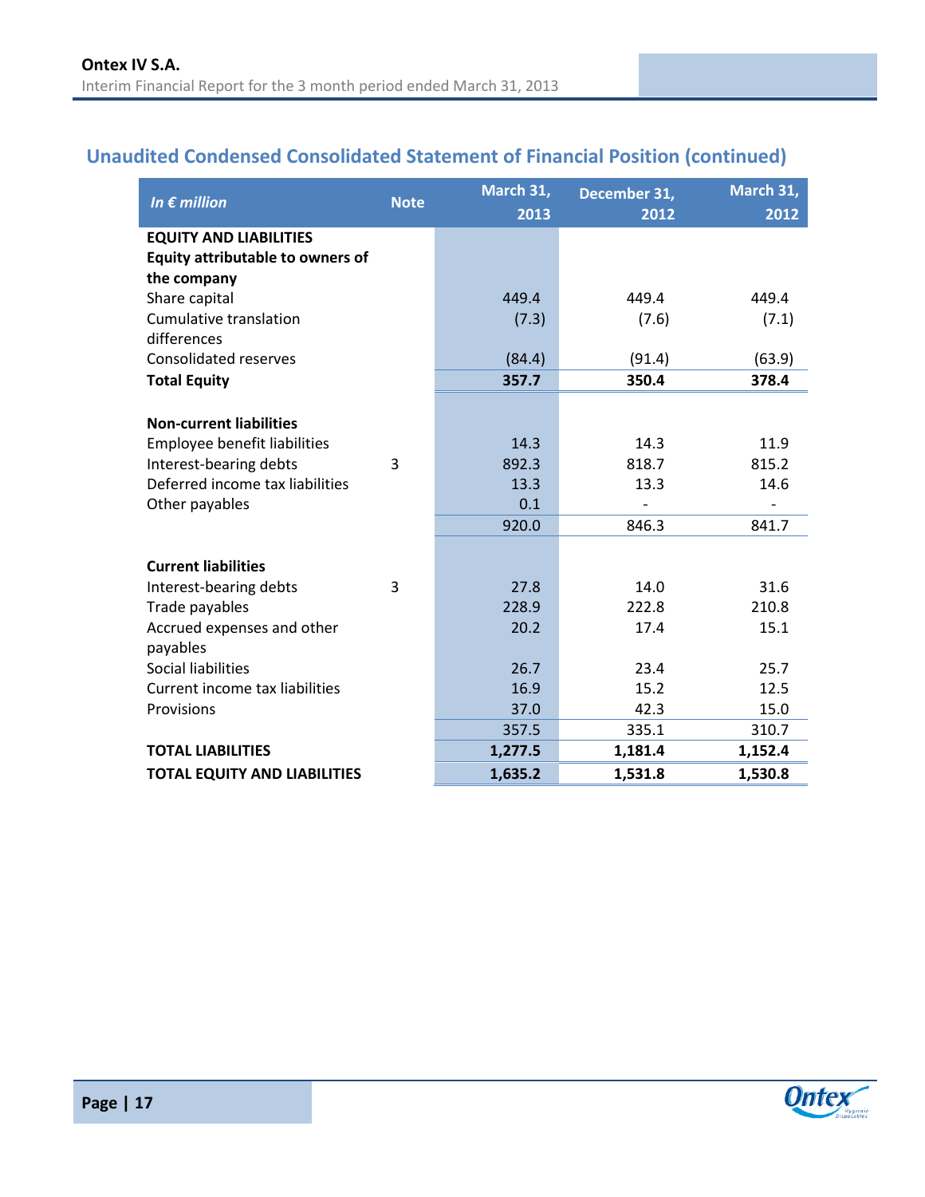## Unaudited Condensed Consolidated Statement of Financial Position (continued)

| *In € million* | Note | March 31, 2013 | December 31, 2012 | March 31, 2012 |
|---|---|---|---|---|
| **EQUITY AND LIABILITIES** | | | | |
| **Equity attributable to owners of the company** | | | | |
| Share capital | | 449.4 | 449.4 | 449.4 |
| Cumulative translation differences | | (7.3) | (7.6) | (7.1) |
| Consolidated reserves | | (84.4) | (91.4) | (63.9) |
| **Total Equity** | | **357.7** | **350.4** | **378.4** |
| | | | | |
| **Non-current liabilities** | | | | |
| Employee benefit liabilities | | 14.3 | 14.3 | 11.9 |
| Interest-bearing debts | 3 | 892.3 | 818.7 | 815.2 |
| Deferred income tax liabilities | | 13.3 | 13.3 | 14.6 |
| Other payables | | 0.1 | - | - |
| | | 920.0 | 846.3 | 841.7 |
| | | | | |
| **Current liabilities** | | | | |
| Interest-bearing debts | 3 | 27.8 | 14.0 | 31.6 |
| Trade payables | | 228.9 | 222.8 | 210.8 |
| Accrued expenses and other payables | | 20.2 | 17.4 | 15.1 |
| Social liabilities | | 26.7 | 23.4 | 25.7 |
| Current income tax liabilities | | 16.9 | 15.2 | 12.5 |
| Provisions | | 37.0 | 42.3 | 15.0 |
| | | 357.5 | 335.1 | 310.7 |
| **TOTAL LIABILITIES** | | **1,277.5** | **1,181.4** | **1,152.4** |
| **TOTAL EQUITY AND LIABILITIES** | | **1,635.2** | **1,531.8** | **1,530.8** |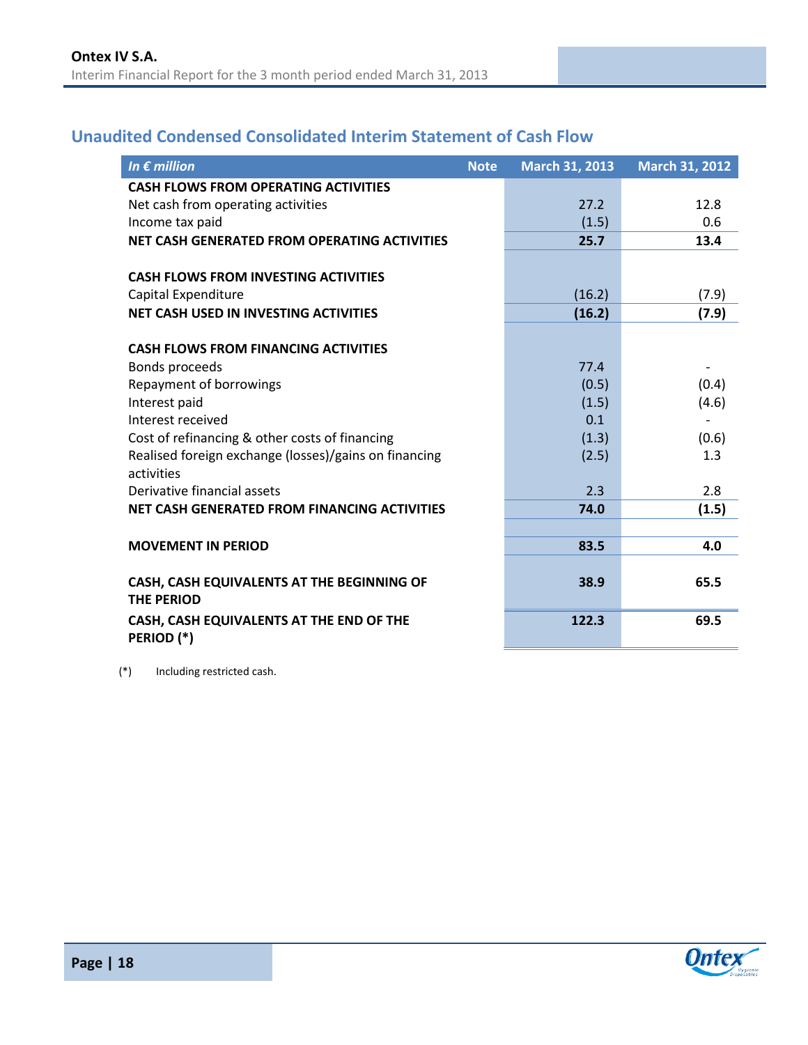## Unaudited Condensed Consolidated Interim Statement of Cash Flow

| *In € million* | Note | March 31, 2013 | March 31, 2012 |
|---|---|---|---|
| **CASH FLOWS FROM OPERATING ACTIVITIES** | | | |
| Net cash from operating activities | | 27.2 | 12.8 |
| Income tax paid | | (1.5) | 0.6 |
| **NET CASH GENERATED FROM OPERATING ACTIVITIES** | | **25.7** | **13.4** |
| | | | |
| **CASH FLOWS FROM INVESTING ACTIVITIES** | | | |
| Capital Expenditure | | (16.2) | (7.9) |
| **NET CASH USED IN INVESTING ACTIVITIES** | | **(16.2)** | **(7.9)** |
| | | | |
| **CASH FLOWS FROM FINANCING ACTIVITIES** | | | |
| Bonds proceeds | | 77.4 | - |
| Repayment of borrowings | | (0.5) | (0.4) |
| Interest paid | | (1.5) | (4.6) |
| Interest received | | 0.1 | - |
| Cost of refinancing & other costs of financing | | (1.3) | (0.6) |
| Realised foreign exchange (losses)/gains on financing activities | | (2.5) | 1.3 |
| Derivative financial assets | | 2.3 | 2.8 |
| **NET CASH GENERATED FROM FINANCING ACTIVITIES** | | **74.0** | **(1.5)** |
| | | | |
| **MOVEMENT IN PERIOD** | | **83.5** | **4.0** |
| | | | |
| **CASH, CASH EQUIVALENTS AT THE BEGINNING OF THE PERIOD** | | **38.9** | **65.5** |
| **CASH, CASH EQUIVALENTS AT THE END OF THE PERIOD (*)** | | **122.3** | **69.5** |

(*) Including restricted cash.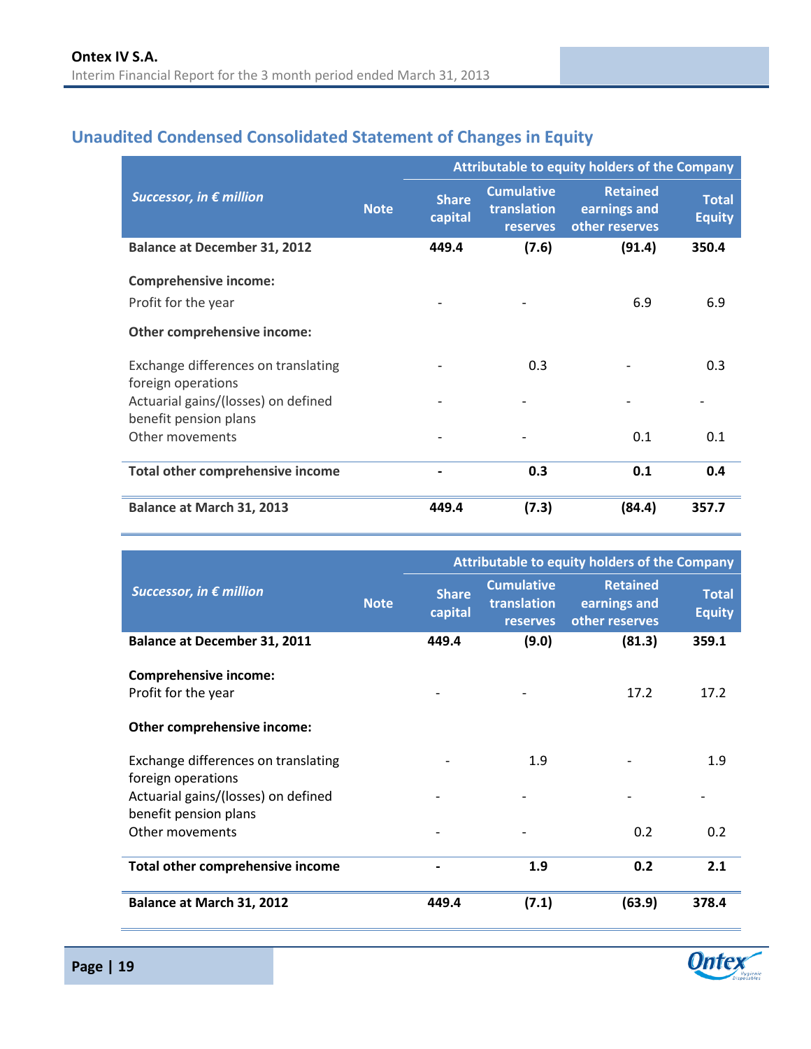## Unaudited Condensed Consolidated Statement of Changes in Equity

| *Successor, in € million* | Note | Attributable to equity holders of the Company | | | |
|---|---|---|---|---|---|
| | | Share capital | Cumulative translation reserves | Retained earnings and other reserves | Total Equity |
| **Balance at December 31, 2012** | | **449.4** | **(7.6)** | **(91.4)** | **350.4** |
| **Comprehensive income:** | | | | | |
| Profit for the year | | - | - | 6.9 | 6.9 |
| **Other comprehensive income:** | | | | | |
| Exchange differences on translating foreign operations | | - | 0.3 | - | 0.3 |
| Actuarial gains/(losses) on defined benefit pension plans | | - | - | - | - |
| Other movements | | - | - | 0.1 | 0.1 |
| **Total other comprehensive income** | | **-** | **0.3** | **0.1** | **0.4** |
| **Balance at March 31, 2013** | | **449.4** | **(7.3)** | **(84.4)** | **357.7** |

| *Successor, in € million* | Note | Attributable to equity holders of the Company | | | |
|---|---|---|---|---|---|
| | | Share capital | Cumulative translation reserves | Retained earnings and other reserves | Total Equity |
| **Balance at December 31, 2011** | | **449.4** | **(9.0)** | **(81.3)** | **359.1** |
| **Comprehensive income:** | | | | | |
| Profit for the year | | - | - | 17.2 | 17.2 |
| **Other comprehensive income:** | | | | | |
| Exchange differences on translating foreign operations | | - | 1.9 | - | 1.9 |
| Actuarial gains/(losses) on defined benefit pension plans | | - | - | - | - |
| Other movements | | - | - | 0.2 | 0.2 |
| **Total other comprehensive income** | | **-** | **1.9** | **0.2** | **2.1** |
| **Balance at March 31, 2012** | | **449.4** | **(7.1)** | **(63.9)** | **378.4** |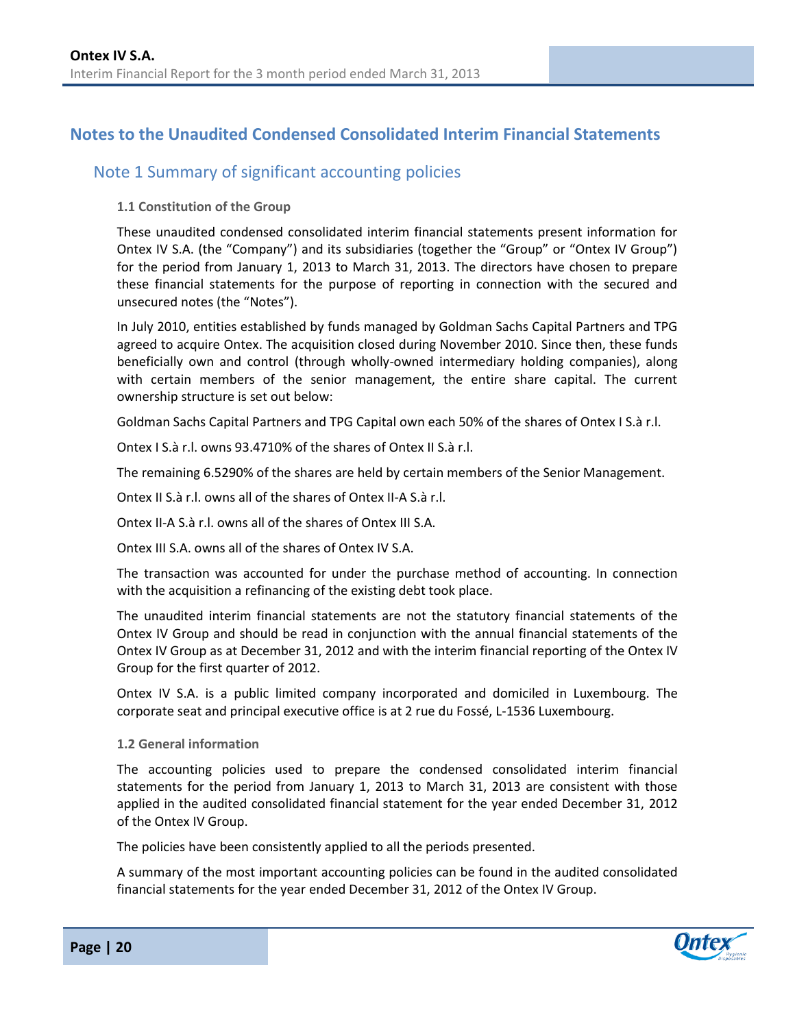# Notes to the Unaudited Condensed Consolidated Interim Financial Statements

## Note 1 Summary of significant accounting policies

### 1.1 Constitution of the Group

These unaudited condensed consolidated interim financial statements present information for Ontex IV S.A. (the "Company") and its subsidiaries (together the "Group" or "Ontex IV Group") for the period from January 1, 2013 to March 31, 2013. The directors have chosen to prepare these financial statements for the purpose of reporting in connection with the secured and unsecured notes (the "Notes").

In July 2010, entities established by funds managed by Goldman Sachs Capital Partners and TPG agreed to acquire Ontex. The acquisition closed during November 2010. Since then, these funds beneficially own and control (through wholly-owned intermediary holding companies), along with certain members of the senior management, the entire share capital. The current ownership structure is set out below:

Goldman Sachs Capital Partners and TPG Capital own each 50% of the shares of Ontex I S.à r.l.

Ontex I S.à r.l. owns 93.4710% of the shares of Ontex II S.à r.l.

The remaining 6.5290% of the shares are held by certain members of the Senior Management.

Ontex II S.à r.l. owns all of the shares of Ontex II-A S.à r.l.

Ontex II-A S.à r.l. owns all of the shares of Ontex III S.A.

Ontex III S.A. owns all of the shares of Ontex IV S.A.

The transaction was accounted for under the purchase method of accounting. In connection with the acquisition a refinancing of the existing debt took place.

The unaudited interim financial statements are not the statutory financial statements of the Ontex IV Group and should be read in conjunction with the annual financial statements of the Ontex IV Group as at December 31, 2012 and with the interim financial reporting of the Ontex IV Group for the first quarter of 2012.

Ontex IV S.A. is a public limited company incorporated and domiciled in Luxembourg. The corporate seat and principal executive office is at 2 rue du Fossé, L-1536 Luxembourg.

### 1.2 General information

The accounting policies used to prepare the condensed consolidated interim financial statements for the period from January 1, 2013 to March 31, 2013 are consistent with those applied in the audited consolidated financial statement for the year ended December 31, 2012 of the Ontex IV Group.

The policies have been consistently applied to all the periods presented.

A summary of the most important accounting policies can be found in the audited consolidated financial statements for the year ended December 31, 2012 of the Ontex IV Group.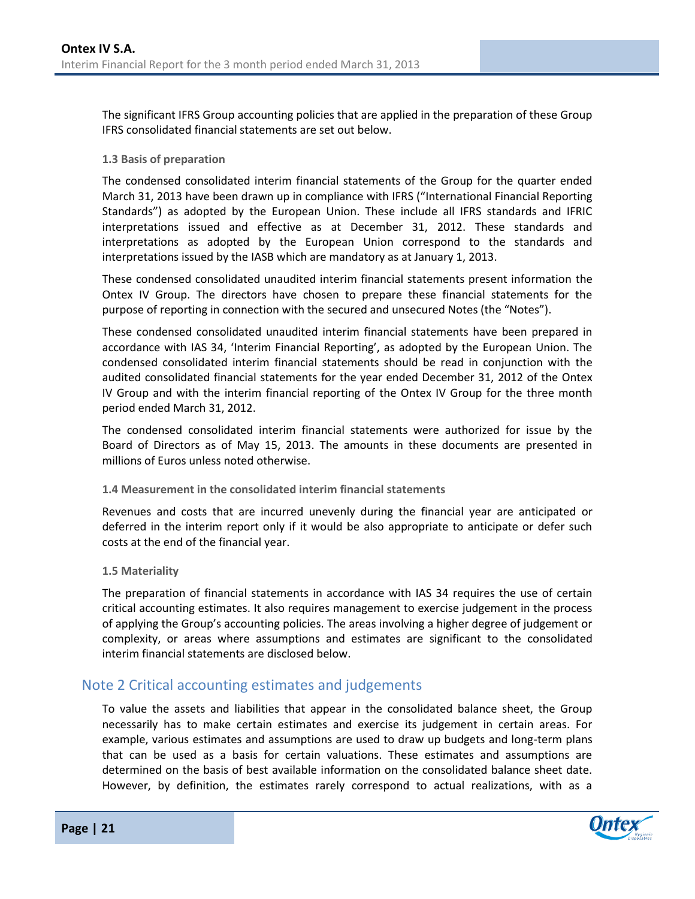The significant IFRS Group accounting policies that are applied in the preparation of these Group IFRS consolidated financial statements are set out below.

### 1.3 Basis of preparation

The condensed consolidated interim financial statements of the Group for the quarter ended March 31, 2013 have been drawn up in compliance with IFRS ("International Financial Reporting Standards") as adopted by the European Union. These include all IFRS standards and IFRIC interpretations issued and effective as at December 31, 2012. These standards and interpretations as adopted by the European Union correspond to the standards and interpretations issued by the IASB which are mandatory as at January 1, 2013.

These condensed consolidated unaudited interim financial statements present information the Ontex IV Group. The directors have chosen to prepare these financial statements for the purpose of reporting in connection with the secured and unsecured Notes (the "Notes").

These condensed consolidated unaudited interim financial statements have been prepared in accordance with IAS 34, 'Interim Financial Reporting', as adopted by the European Union. The condensed consolidated interim financial statements should be read in conjunction with the audited consolidated financial statements for the year ended December 31, 2012 of the Ontex IV Group and with the interim financial reporting of the Ontex IV Group for the three month period ended March 31, 2012.

The condensed consolidated interim financial statements were authorized for issue by the Board of Directors as of May 15, 2013. The amounts in these documents are presented in millions of Euros unless noted otherwise.

### 1.4 Measurement in the consolidated interim financial statements

Revenues and costs that are incurred unevenly during the financial year are anticipated or deferred in the interim report only if it would be also appropriate to anticipate or defer such costs at the end of the financial year.

### 1.5 Materiality

The preparation of financial statements in accordance with IAS 34 requires the use of certain critical accounting estimates. It also requires management to exercise judgement in the process of applying the Group's accounting policies. The areas involving a higher degree of judgement or complexity, or areas where assumptions and estimates are significant to the consolidated interim financial statements are disclosed below.

## Note 2 Critical accounting estimates and judgements

To value the assets and liabilities that appear in the consolidated balance sheet, the Group necessarily has to make certain estimates and exercise its judgement in certain areas. For example, various estimates and assumptions are used to draw up budgets and long-term plans that can be used as a basis for certain valuations. These estimates and assumptions are determined on the basis of best available information on the consolidated balance sheet date. However, by definition, the estimates rarely correspond to actual realizations, with as a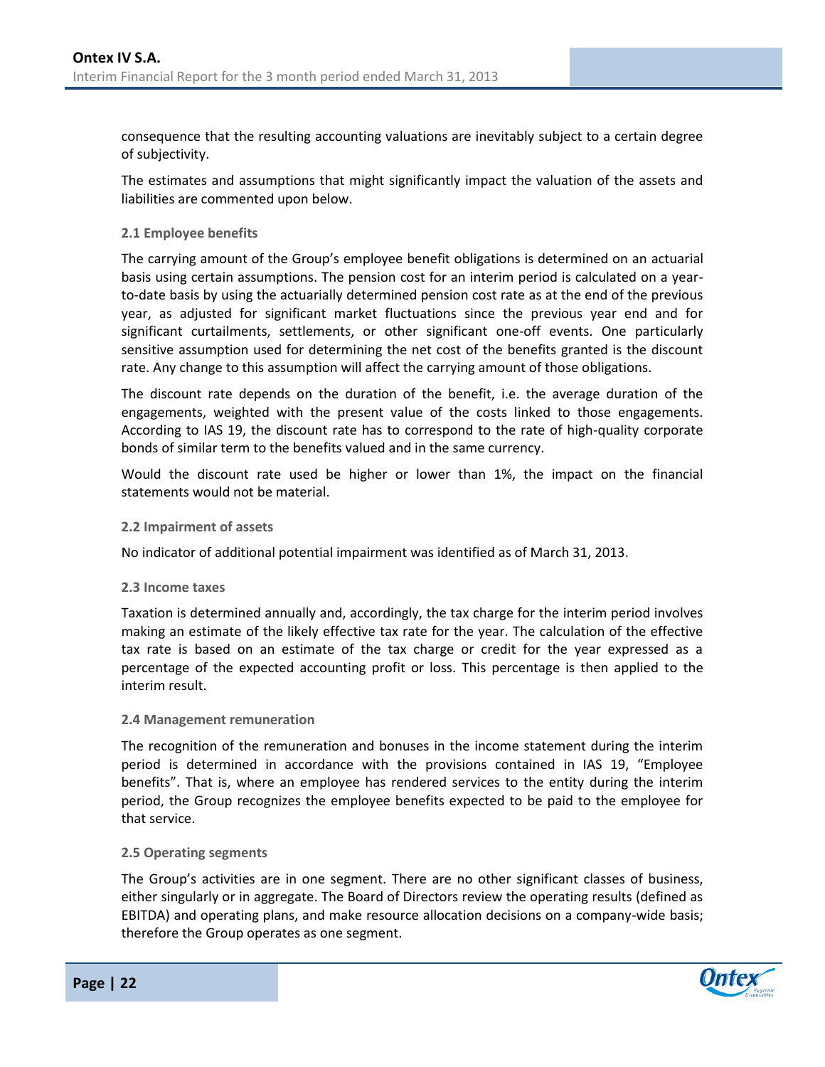consequence that the resulting accounting valuations are inevitably subject to a certain degree of subjectivity.

The estimates and assumptions that might significantly impact the valuation of the assets and liabilities are commented upon below.

### 2.1 Employee benefits

The carrying amount of the Group's employee benefit obligations is determined on an actuarial basis using certain assumptions. The pension cost for an interim period is calculated on a year-to-date basis by using the actuarially determined pension cost rate as at the end of the previous year, as adjusted for significant market fluctuations since the previous year end and for significant curtailments, settlements, or other significant one-off events. One particularly sensitive assumption used for determining the net cost of the benefits granted is the discount rate. Any change to this assumption will affect the carrying amount of those obligations.

The discount rate depends on the duration of the benefit, i.e. the average duration of the engagements, weighted with the present value of the costs linked to those engagements. According to IAS 19, the discount rate has to correspond to the rate of high-quality corporate bonds of similar term to the benefits valued and in the same currency.

Would the discount rate used be higher or lower than 1%, the impact on the financial statements would not be material.

### 2.2 Impairment of assets

No indicator of additional potential impairment was identified as of March 31, 2013.

### 2.3 Income taxes

Taxation is determined annually and, accordingly, the tax charge for the interim period involves making an estimate of the likely effective tax rate for the year. The calculation of the effective tax rate is based on an estimate of the tax charge or credit for the year expressed as a percentage of the expected accounting profit or loss. This percentage is then applied to the interim result.

### 2.4 Management remuneration

The recognition of the remuneration and bonuses in the income statement during the interim period is determined in accordance with the provisions contained in IAS 19, "Employee benefits". That is, where an employee has rendered services to the entity during the interim period, the Group recognizes the employee benefits expected to be paid to the employee for that service.

### 2.5 Operating segments

The Group's activities are in one segment. There are no other significant classes of business, either singularly or in aggregate. The Board of Directors review the operating results (defined as EBITDA) and operating plans, and make resource allocation decisions on a company-wide basis; therefore the Group operates as one segment.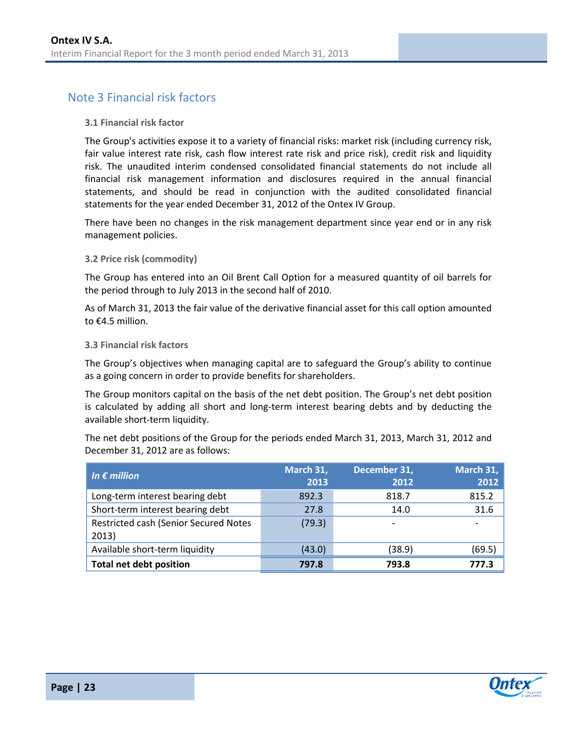## Note 3 Financial risk factors

### 3.1 Financial risk factor

The Group's activities expose it to a variety of financial risks: market risk (including currency risk, fair value interest rate risk, cash flow interest rate risk and price risk), credit risk and liquidity risk. The unaudited interim condensed consolidated financial statements do not include all financial risk management information and disclosures required in the annual financial statements, and should be read in conjunction with the audited consolidated financial statements for the year ended December 31, 2012 of the Ontex IV Group.

There have been no changes in the risk management department since year end or in any risk management policies.

### 3.2 Price risk (commodity)

The Group has entered into an Oil Brent Call Option for a measured quantity of oil barrels for the period through to July 2013 in the second half of 2010.

As of March 31, 2013 the fair value of the derivative financial asset for this call option amounted to €4.5 million.

### 3.3 Financial risk factors

The Group's objectives when managing capital are to safeguard the Group's ability to continue as a going concern in order to provide benefits for shareholders.

The Group monitors capital on the basis of the net debt position. The Group's net debt position is calculated by adding all short and long-term interest bearing debts and by deducting the available short-term liquidity.

The net debt positions of the Group for the periods ended March 31, 2013, March 31, 2012 and December 31, 2012 are as follows:

| *In € million* | March 31, 2013 | December 31, 2012 | March 31, 2012 |
|---|---|---|---|
| Long-term interest bearing debt | 892.3 | 818.7 | 815.2 |
| Short-term interest bearing debt | 27.8 | 14.0 | 31.6 |
| Restricted cash (Senior Secured Notes 2013) | (79.3) | - | - |
| Available short-term liquidity | (43.0) | (38.9) | (69.5) |
| **Total net debt position** | **797.8** | **793.8** | **777.3** |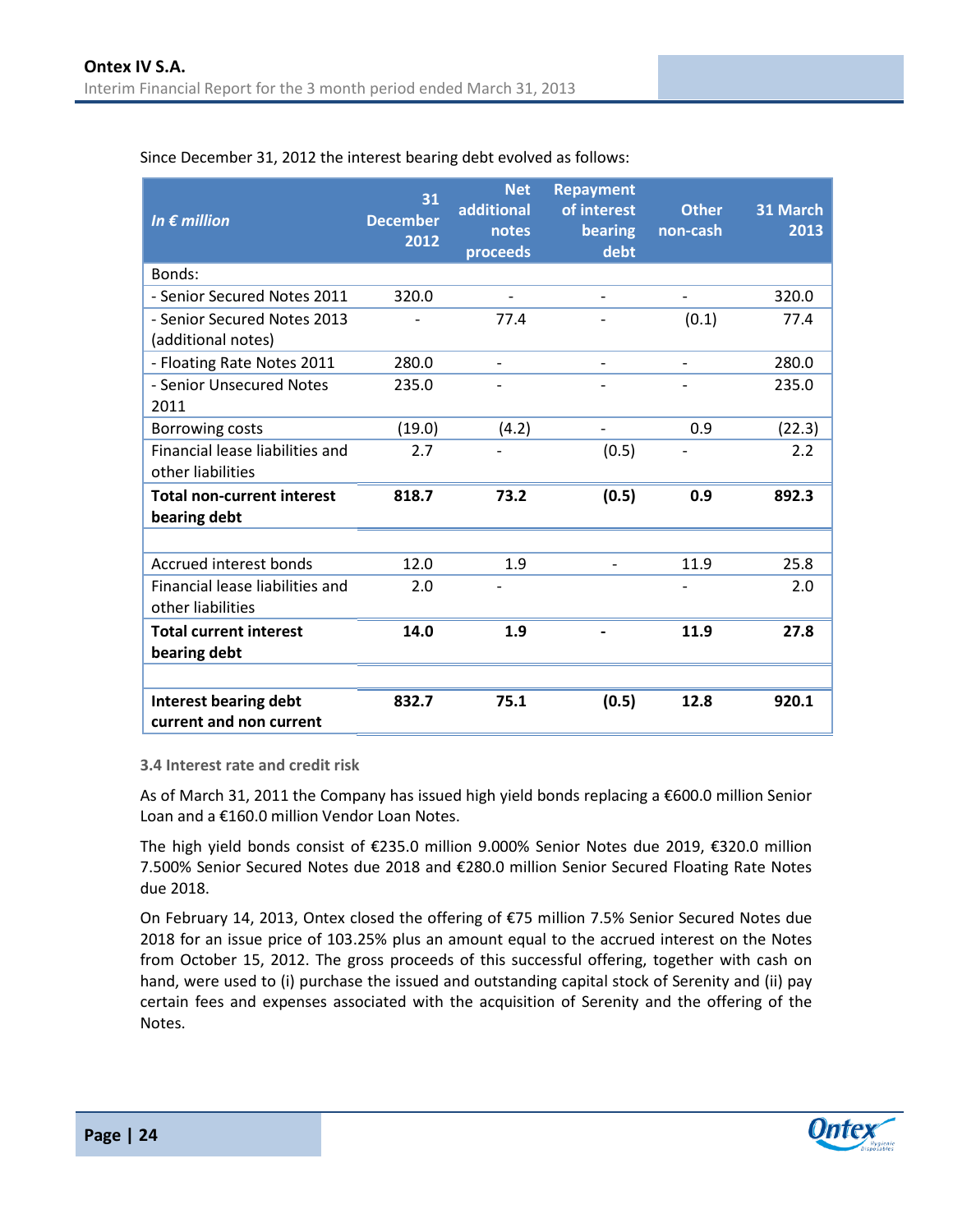Since December 31, 2012 the interest bearing debt evolved as follows:

| *In € million* | 31 December 2012 | Net additional notes proceeds | Repayment of interest bearing debt | Other non-cash | 31 March 2013 |
|---|---|---|---|---|---|
| Bonds: | | | | | |
| - Senior Secured Notes 2011 | 320.0 | - | - | - | 320.0 |
| - Senior Secured Notes 2013 (additional notes) | - | 77.4 | - | (0.1) | 77.4 |
| - Floating Rate Notes 2011 | 280.0 | - | - | - | 280.0 |
| - Senior Unsecured Notes 2011 | 235.0 | - | - | - | 235.0 |
| Borrowing costs | (19.0) | (4.2) | - | 0.9 | (22.3) |
| Financial lease liabilities and other liabilities | 2.7 | - | (0.5) | - | 2.2 |
| **Total non-current interest bearing debt** | **818.7** | **73.2** | **(0.5)** | **0.9** | **892.3** |
| | | | | | |
| Accrued interest bonds | 12.0 | 1.9 | - | 11.9 | 25.8 |
| Financial lease liabilities and other liabilities | 2.0 | - | | - | 2.0 |
| **Total current interest bearing debt** | **14.0** | **1.9** | **-** | **11.9** | **27.8** |
| | | | | | |
| **Interest bearing debt current and non current** | **832.7** | **75.1** | **(0.5)** | **12.8** | **920.1** |

### 3.4 Interest rate and credit risk

As of March 31, 2011 the Company has issued high yield bonds replacing a €600.0 million Senior Loan and a €160.0 million Vendor Loan Notes.

The high yield bonds consist of €235.0 million 9.000% Senior Notes due 2019, €320.0 million 7.500% Senior Secured Notes due 2018 and €280.0 million Senior Secured Floating Rate Notes due 2018.

On February 14, 2013, Ontex closed the offering of €75 million 7.5% Senior Secured Notes due 2018 for an issue price of 103.25% plus an amount equal to the accrued interest on the Notes from October 15, 2012. The gross proceeds of this successful offering, together with cash on hand, were used to (i) purchase the issued and outstanding capital stock of Serenity and (ii) pay certain fees and expenses associated with the acquisition of Serenity and the offering of the Notes.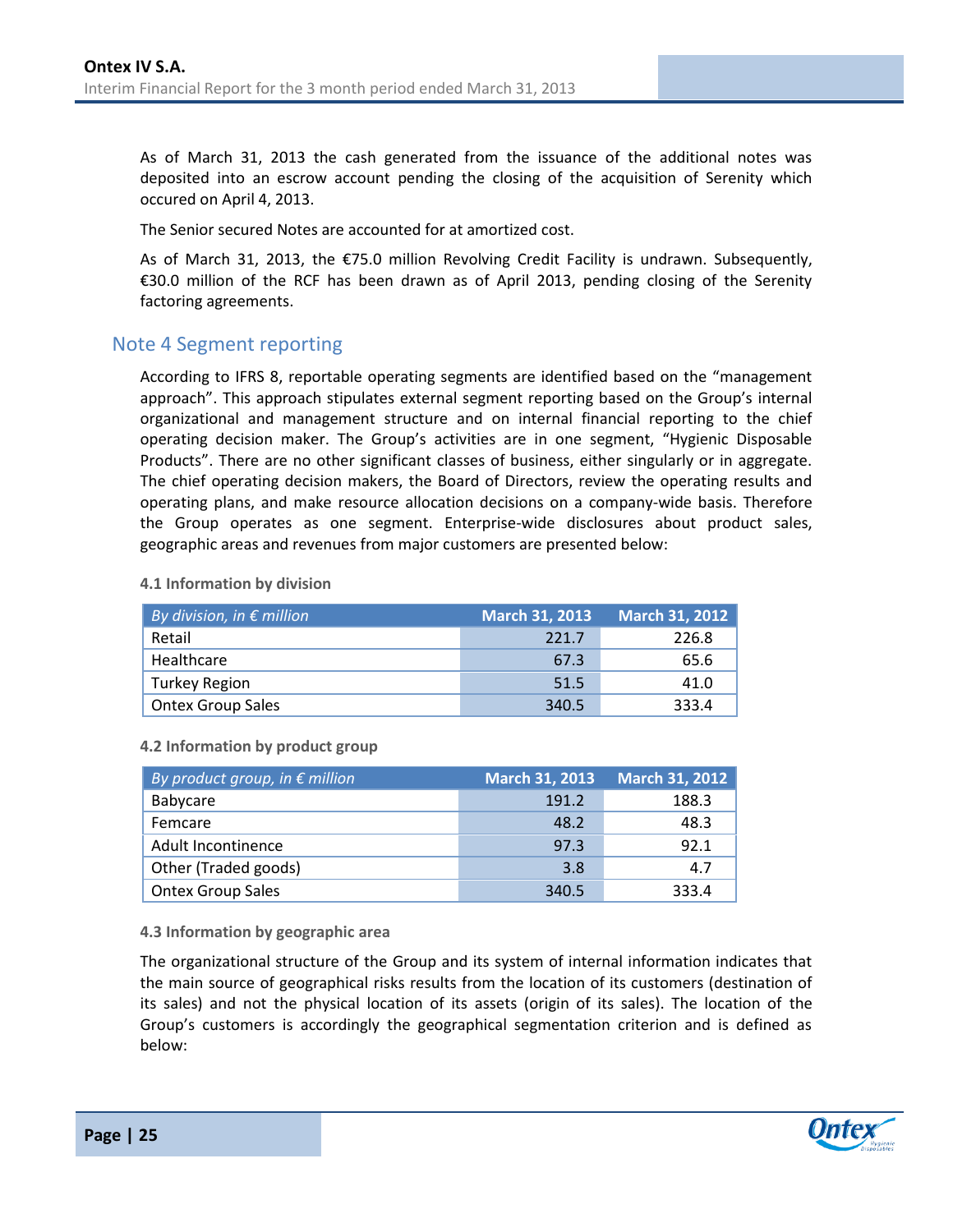As of March 31, 2013 the cash generated from the issuance of the additional notes was deposited into an escrow account pending the closing of the acquisition of Serenity which occured on April 4, 2013.

The Senior secured Notes are accounted for at amortized cost.

As of March 31, 2013, the €75.0 million Revolving Credit Facility is undrawn. Subsequently, €30.0 million of the RCF has been drawn as of April 2013, pending closing of the Serenity factoring agreements.

## Note 4 Segment reporting

According to IFRS 8, reportable operating segments are identified based on the "management approach". This approach stipulates external segment reporting based on the Group's internal organizational and management structure and on internal financial reporting to the chief operating decision maker. The Group's activities are in one segment, "Hygienic Disposable Products". There are no other significant classes of business, either singularly or in aggregate. The chief operating decision makers, the Board of Directors, review the operating results and operating plans, and make resource allocation decisions on a company-wide basis. Therefore the Group operates as one segment. Enterprise-wide disclosures about product sales, geographic areas and revenues from major customers are presented below:

### 4.1 Information by division

| *By division, in € million* | March 31, 2013 | March 31, 2012 |
|---|---|---|
| Retail | 221.7 | 226.8 |
| Healthcare | 67.3 | 65.6 |
| Turkey Region | 51.5 | 41.0 |
| Ontex Group Sales | 340.5 | 333.4 |

### 4.2 Information by product group

| *By product group, in € million* | March 31, 2013 | March 31, 2012 |
|---|---|---|
| Babycare | 191.2 | 188.3 |
| Femcare | 48.2 | 48.3 |
| Adult Incontinence | 97.3 | 92.1 |
| Other (Traded goods) | 3.8 | 4.7 |
| Ontex Group Sales | 340.5 | 333.4 |

### 4.3 Information by geographic area

The organizational structure of the Group and its system of internal information indicates that the main source of geographical risks results from the location of its customers (destination of its sales) and not the physical location of its assets (origin of its sales). The location of the Group's customers is accordingly the geographical segmentation criterion and is defined as below: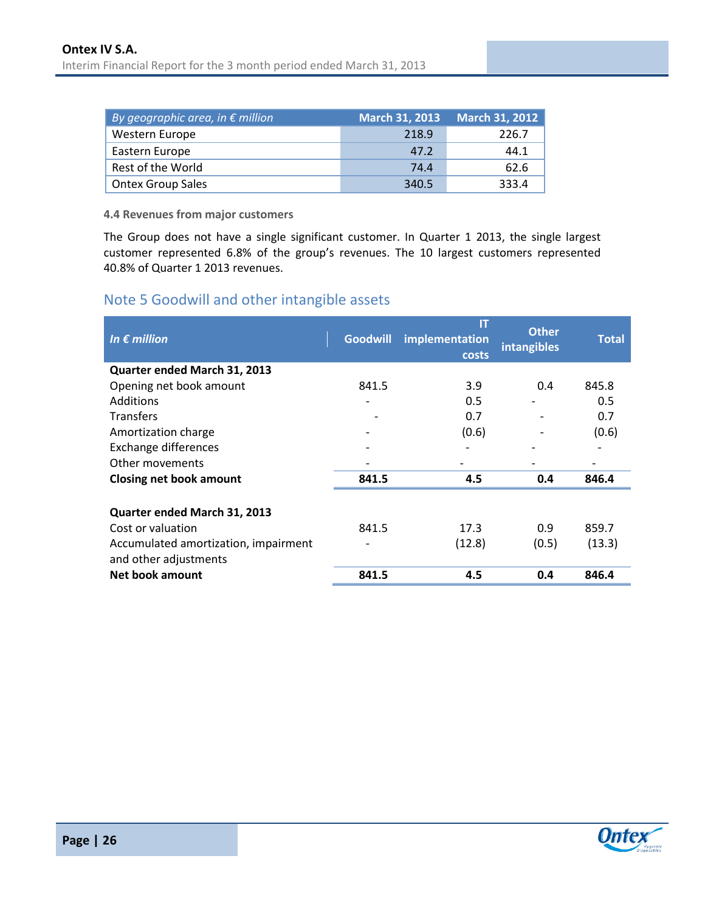| *By geographic area, in € million* | March 31, 2013 | March 31, 2012 |
|---|---|---|
| Western Europe | 218.9 | 226.7 |
| Eastern Europe | 47.2 | 44.1 |
| Rest of the World | 74.4 | 62.6 |
| Ontex Group Sales | 340.5 | 333.4 |

#### 4.4 Revenues from major customers

The Group does not have a single significant customer. In Quarter 1 2013, the single largest customer represented 6.8% of the group's revenues. The 10 largest customers represented 40.8% of Quarter 1 2013 revenues.

## Note 5 Goodwill and other intangible assets

| *In € million* | Goodwill | IT implementation costs | Other intangibles | Total |
|---|---|---|---|---|
| **Quarter ended March 31, 2013** | | | | |
| Opening net book amount | 841.5 | 3.9 | 0.4 | 845.8 |
| Additions | - | 0.5 | - | 0.5 |
| Transfers | - | 0.7 | - | 0.7 |
| Amortization charge | - | (0.6) | - | (0.6) |
| Exchange differences | - | - | - | - |
| Other movements | - | - | - | - |
| **Closing net book amount** | **841.5** | **4.5** | **0.4** | **846.4** |
| | | | | |
| **Quarter ended March 31, 2013** | | | | |
| Cost or valuation | 841.5 | 17.3 | 0.9 | 859.7 |
| Accumulated amortization, impairment and other adjustments | - | (12.8) | (0.5) | (13.3) |
| **Net book amount** | **841.5** | **4.5** | **0.4** | **846.4** |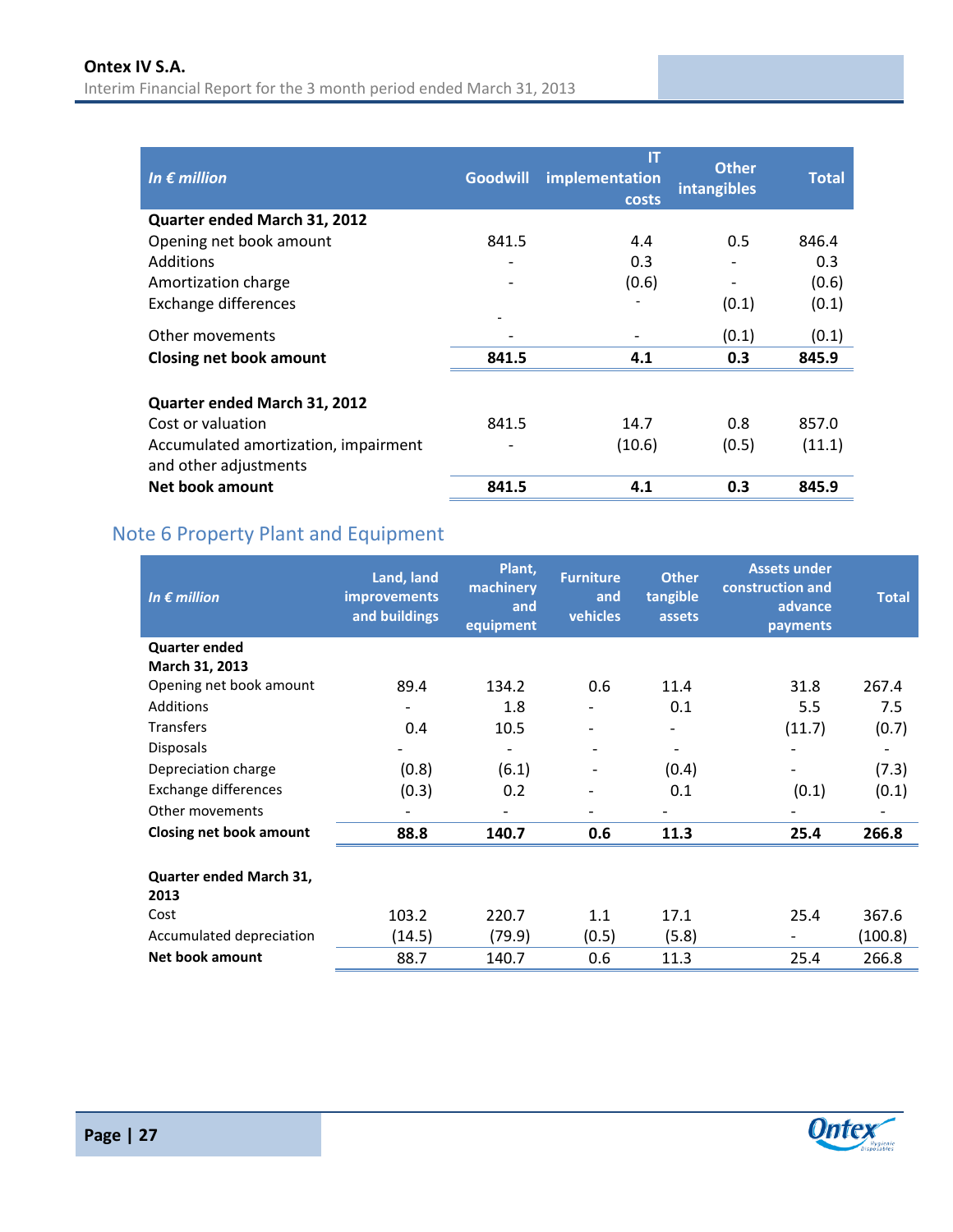| *In € million* | Goodwill | IT implementation costs | Other intangibles | Total |
|---|---|---|---|---|
| **Quarter ended March 31, 2012** | | | | |
| Opening net book amount | 841.5 | 4.4 | 0.5 | 846.4 |
| Additions | - | 0.3 | - | 0.3 |
| Amortization charge | - | (0.6) | - | (0.6) |
| Exchange differences | - | - | (0.1) | (0.1) |
| Other movements | - | - | (0.1) | (0.1) |
| **Closing net book amount** | **841.5** | **4.1** | **0.3** | **845.9** |
| | | | | |
| **Quarter ended March 31, 2012** | | | | |
| Cost or valuation | 841.5 | 14.7 | 0.8 | 857.0 |
| Accumulated amortization, impairment and other adjustments | - | (10.6) | (0.5) | (11.1) |
| **Net book amount** | **841.5** | **4.1** | **0.3** | **845.9** |

## Note 6 Property Plant and Equipment

| *In € million* | Land, land improvements and buildings | Plant, machinery and equipment | Furniture and vehicles | Other tangible assets | Assets under construction and advance payments | Total |
|---|---|---|---|---|---|---|
| **Quarter ended March 31, 2013** | | | | | | |
| Opening net book amount | 89.4 | 134.2 | 0.6 | 11.4 | 31.8 | 267.4 |
| Additions | - | 1.8 | - | 0.1 | 5.5 | 7.5 |
| Transfers | 0.4 | 10.5 | - | - | (11.7) | (0.7) |
| Disposals | - | - | - | - | - | - |
| Depreciation charge | (0.8) | (6.1) | - | (0.4) | - | (7.3) |
| Exchange differences | (0.3) | 0.2 | - | 0.1 | (0.1) | (0.1) |
| Other movements | - | - | - | - | - | - |
| **Closing net book amount** | **88.8** | **140.7** | **0.6** | **11.3** | **25.4** | **266.8** |
| | | | | | | |
| **Quarter ended March 31, 2013** | | | | | | |
| Cost | 103.2 | 220.7 | 1.1 | 17.1 | 25.4 | 367.6 |
| Accumulated depreciation | (14.5) | (79.9) | (0.5) | (5.8) | - | (100.8) |
| **Net book amount** | 88.7 | 140.7 | 0.6 | 11.3 | 25.4 | 266.8 |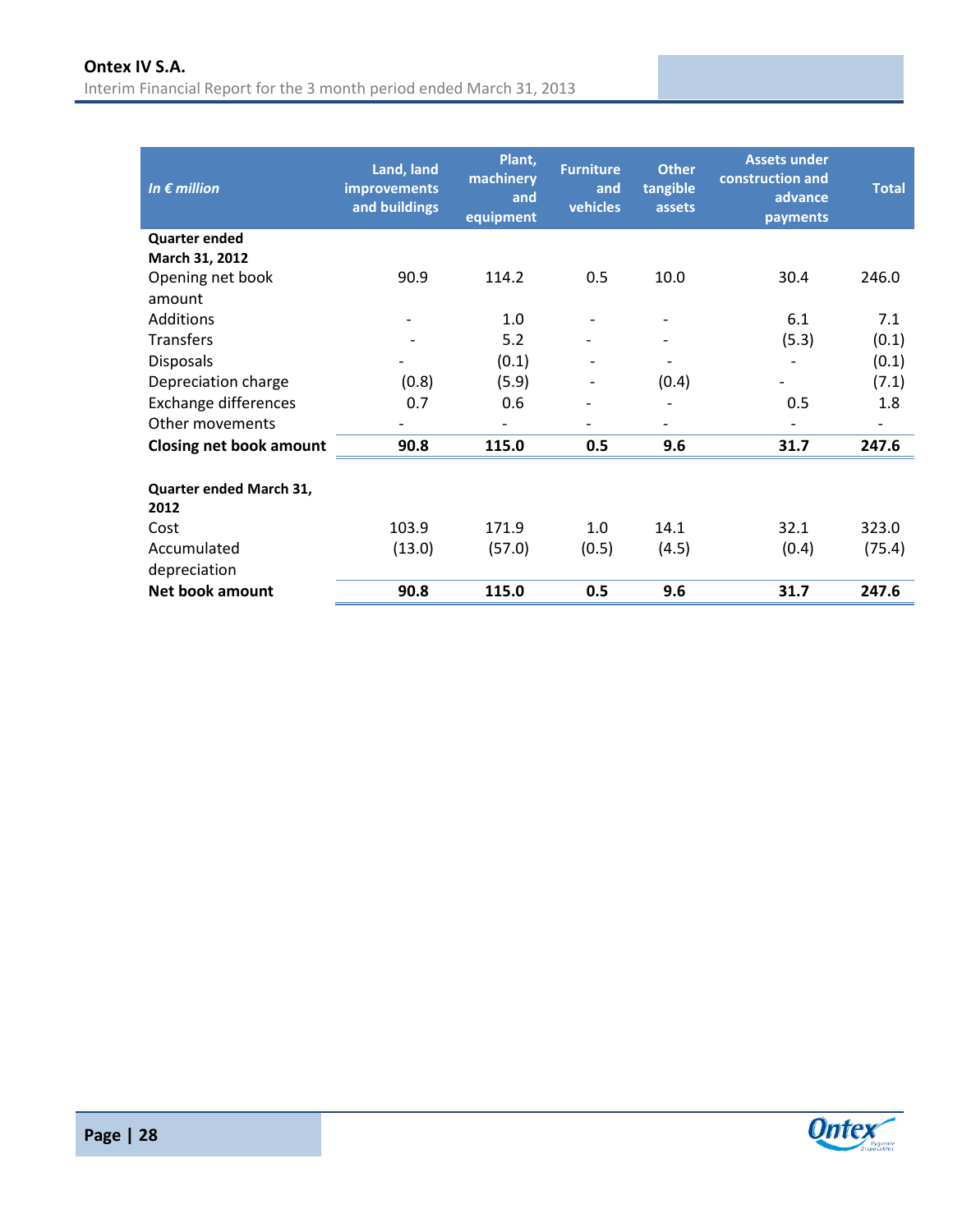| *In € million* | Land, land improvements and buildings | Plant, machinery and equipment | Furniture and vehicles | Other tangible assets | Assets under construction and advance payments | Total |
|---|---|---|---|---|---|---|
| **Quarter ended March 31, 2012** | | | | | | |
| Opening net book amount | 90.9 | 114.2 | 0.5 | 10.0 | 30.4 | 246.0 |
| Additions | - | 1.0 | - | - | 6.1 | 7.1 |
| Transfers | - | 5.2 | - | - | (5.3) | (0.1) |
| Disposals | - | (0.1) | - | - | - | (0.1) |
| Depreciation charge | (0.8) | (5.9) | - | (0.4) | - | (7.1) |
| Exchange differences | 0.7 | 0.6 | - | - | 0.5 | 1.8 |
| Other movements | - | - | - | - | - | - |
| **Closing net book amount** | **90.8** | **115.0** | **0.5** | **9.6** | **31.7** | **247.6** |
| | | | | | | |
| **Quarter ended March 31, 2012** | | | | | | |
| Cost | 103.9 | 171.9 | 1.0 | 14.1 | 32.1 | 323.0 |
| Accumulated depreciation | (13.0) | (57.0) | (0.5) | (4.5) | (0.4) | (75.4) |
| **Net book amount** | **90.8** | **115.0** | **0.5** | **9.6** | **31.7** | **247.6** |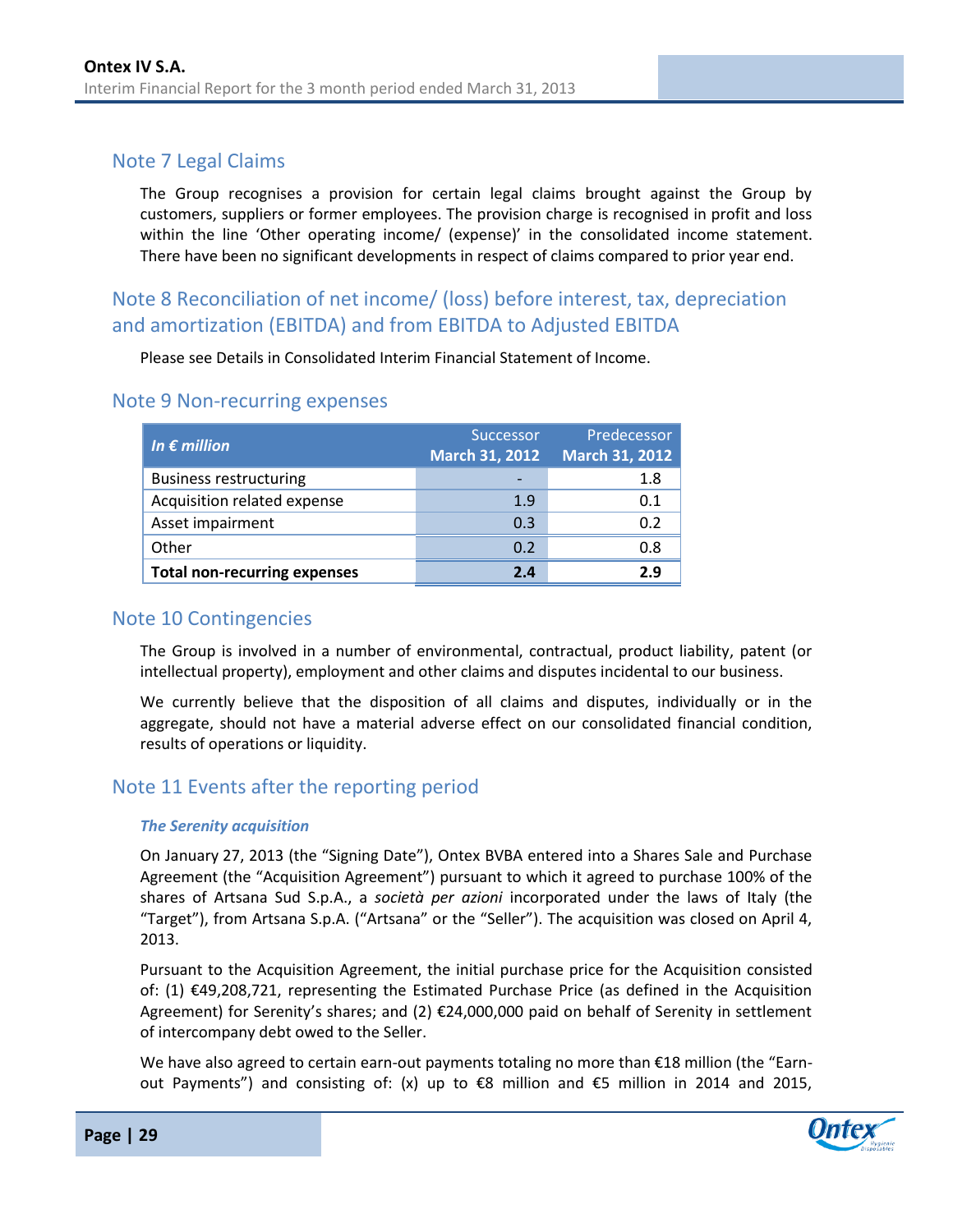## Note 7 Legal Claims

The Group recognises a provision for certain legal claims brought against the Group by customers, suppliers or former employees. The provision charge is recognised in profit and loss within the line 'Other operating income/ (expense)' in the consolidated income statement. There have been no significant developments in respect of claims compared to prior year end.

## Note 8 Reconciliation of net income/ (loss) before interest, tax, depreciation and amortization (EBITDA) and from EBITDA to Adjusted EBITDA

Please see Details in Consolidated Interim Financial Statement of Income.

## Note 9 Non-recurring expenses

| *In € million* | Successor **March 31, 2012** | Predecessor **March 31, 2012** |
|---|---|---|
| Business restructuring | - | 1.8 |
| Acquisition related expense | 1.9 | 0.1 |
| Asset impairment | 0.3 | 0.2 |
| Other | 0.2 | 0.8 |
| **Total non-recurring expenses** | **2.4** | **2.9** |

## Note 10 Contingencies

The Group is involved in a number of environmental, contractual, product liability, patent (or intellectual property), employment and other claims and disputes incidental to our business.

We currently believe that the disposition of all claims and disputes, individually or in the aggregate, should not have a material adverse effect on our consolidated financial condition, results of operations or liquidity.

## Note 11 Events after the reporting period

### *The Serenity acquisition*

On January 27, 2013 (the "Signing Date"), Ontex BVBA entered into a Shares Sale and Purchase Agreement (the "Acquisition Agreement") pursuant to which it agreed to purchase 100% of the shares of Artsana Sud S.p.A., a *società per azioni* incorporated under the laws of Italy (the "Target"), from Artsana S.p.A. ("Artsana" or the "Seller"). The acquisition was closed on April 4, 2013.

Pursuant to the Acquisition Agreement, the initial purchase price for the Acquisition consisted of: (1) €49,208,721, representing the Estimated Purchase Price (as defined in the Acquisition Agreement) for Serenity's shares; and (2) €24,000,000 paid on behalf of Serenity in settlement of intercompany debt owed to the Seller.

We have also agreed to certain earn-out payments totaling no more than €18 million (the "Earn-out Payments") and consisting of: (x) up to €8 million and €5 million in 2014 and 2015,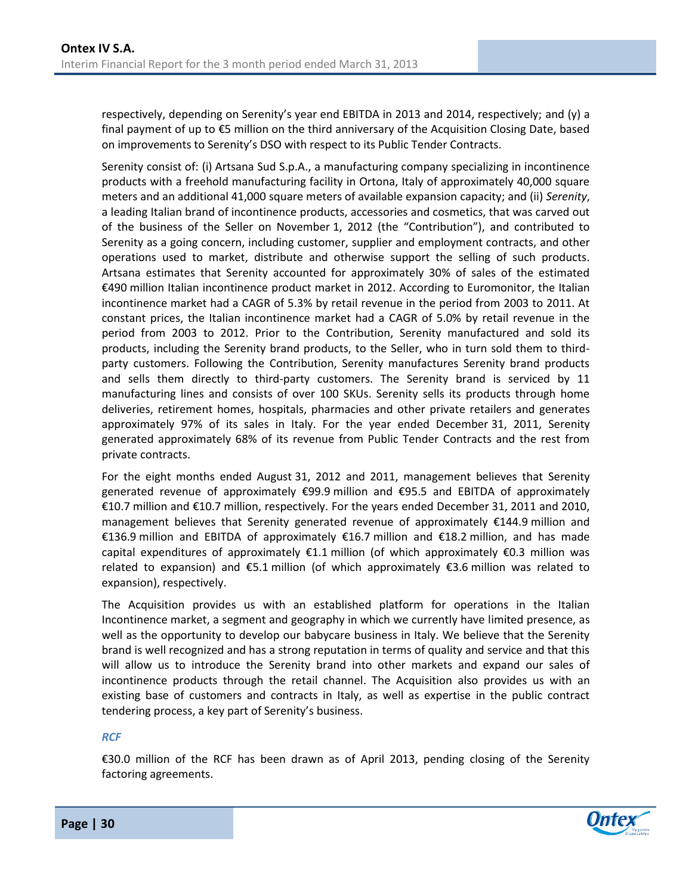respectively, depending on Serenity's year end EBITDA in 2013 and 2014, respectively; and (y) a final payment of up to €5 million on the third anniversary of the Acquisition Closing Date, based on improvements to Serenity's DSO with respect to its Public Tender Contracts.

Serenity consist of: (i) Artsana Sud S.p.A., a manufacturing company specializing in incontinence products with a freehold manufacturing facility in Ortona, Italy of approximately 40,000 square meters and an additional 41,000 square meters of available expansion capacity; and (ii) *Serenity*, a leading Italian brand of incontinence products, accessories and cosmetics, that was carved out of the business of the Seller on November 1, 2012 (the "Contribution"), and contributed to Serenity as a going concern, including customer, supplier and employment contracts, and other operations used to market, distribute and otherwise support the selling of such products. Artsana estimates that Serenity accounted for approximately 30% of sales of the estimated €490 million Italian incontinence product market in 2012. According to Euromonitor, the Italian incontinence market had a CAGR of 5.3% by retail revenue in the period from 2003 to 2011. At constant prices, the Italian incontinence market had a CAGR of 5.0% by retail revenue in the period from 2003 to 2012. Prior to the Contribution, Serenity manufactured and sold its products, including the Serenity brand products, to the Seller, who in turn sold them to third-party customers. Following the Contribution, Serenity manufactures Serenity brand products and sells them directly to third-party customers. The Serenity brand is serviced by 11 manufacturing lines and consists of over 100 SKUs. Serenity sells its products through home deliveries, retirement homes, hospitals, pharmacies and other private retailers and generates approximately 97% of its sales in Italy. For the year ended December 31, 2011, Serenity generated approximately 68% of its revenue from Public Tender Contracts and the rest from private contracts.

For the eight months ended August 31, 2012 and 2011, management believes that Serenity generated revenue of approximately €99.9 million and €95.5 and EBITDA of approximately €10.7 million and €10.7 million, respectively. For the years ended December 31, 2011 and 2010, management believes that Serenity generated revenue of approximately €144.9 million and €136.9 million and EBITDA of approximately €16.7 million and €18.2 million, and has made capital expenditures of approximately €1.1 million (of which approximately €0.3 million was related to expansion) and €5.1 million (of which approximately €3.6 million was related to expansion), respectively.

The Acquisition provides us with an established platform for operations in the Italian Incontinence market, a segment and geography in which we currently have limited presence, as well as the opportunity to develop our babycare business in Italy. We believe that the Serenity brand is well recognized and has a strong reputation in terms of quality and service and that this will allow us to introduce the Serenity brand into other markets and expand our sales of incontinence products through the retail channel. The Acquisition also provides us with an existing base of customers and contracts in Italy, as well as expertise in the public contract tendering process, a key part of Serenity's business.

### *RCF*

€30.0 million of the RCF has been drawn as of April 2013, pending closing of the Serenity factoring agreements.